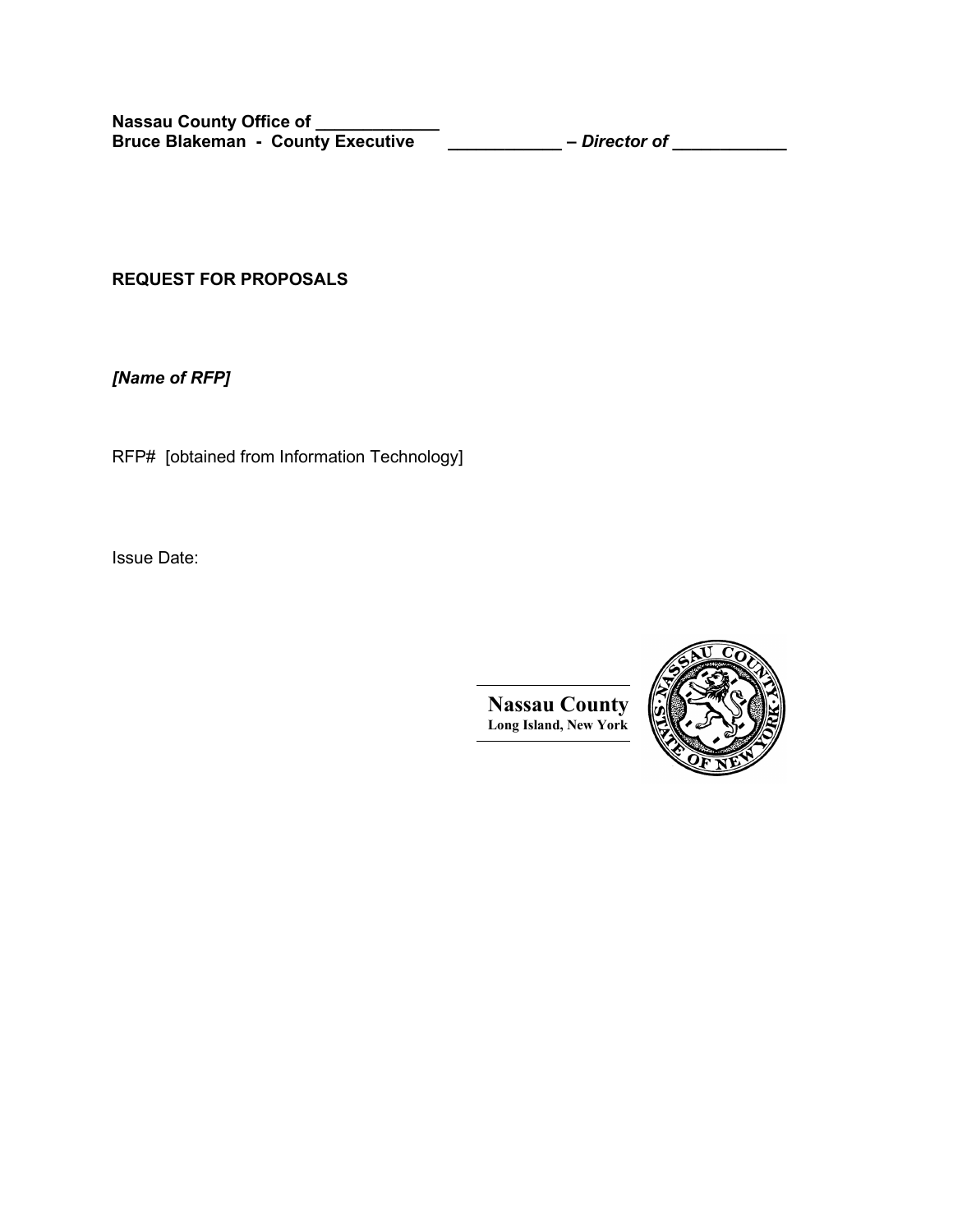**Nassau County Office of _____________**
**Bruce Blakeman - County Executive** ____________ – ***Director of*** ____________

**REQUEST FOR PROPOSALS**

***[Name of RFP]***

RFP# [obtained from Information Technology]

Issue Date:

**Nassau County**
**Long Island, New York**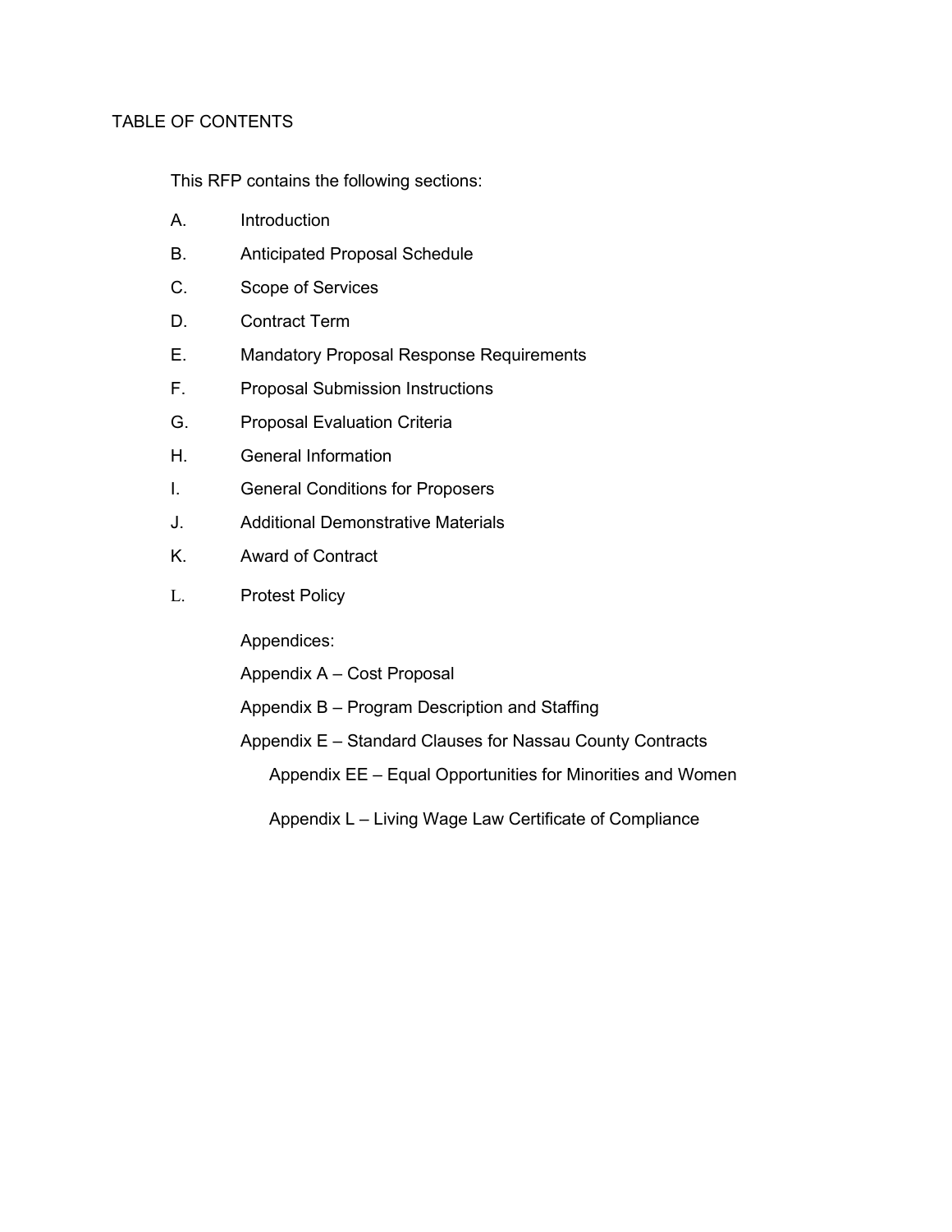# TABLE OF CONTENTS

This RFP contains the following sections:

A. Introduction

B. Anticipated Proposal Schedule

C. Scope of Services

D. Contract Term

E. Mandatory Proposal Response Requirements

F. Proposal Submission Instructions

G. Proposal Evaluation Criteria

H. General Information

I. General Conditions for Proposers

J. Additional Demonstrative Materials

K. Award of Contract

L. Protest Policy

Appendices:

Appendix A – Cost Proposal

Appendix B – Program Description and Staffing

Appendix E – Standard Clauses for Nassau County Contracts

- Appendix EE – Equal Opportunities for Minorities and Women
- Appendix L – Living Wage Law Certificate of Compliance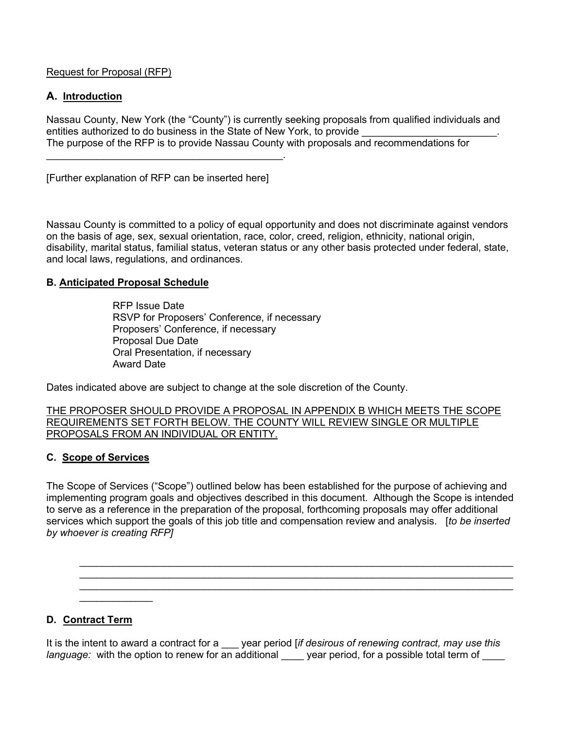Request for Proposal (RFP)

## A. Introduction

Nassau County, New York (the "County") is currently seeking proposals from qualified individuals and entities authorized to do business in the State of New York, to provide ________________________. The purpose of the RFP is to provide Nassau County with proposals and recommendations for ___________________________________________.

[Further explanation of RFP can be inserted here]

Nassau County is committed to a policy of equal opportunity and does not discriminate against vendors on the basis of age, sex, sexual orientation, race, color, creed, religion, ethnicity, national origin, disability, marital status, familial status, veteran status or any other basis protected under federal, state, and local laws, regulations, and ordinances.

## B. Anticipated Proposal Schedule

RFP Issue Date
RSVP for Proposers' Conference, if necessary
Proposers' Conference, if necessary
Proposal Due Date
Oral Presentation, if necessary
Award Date

Dates indicated above are subject to change at the sole discretion of the County.

THE PROPOSER SHOULD PROVIDE A PROPOSAL IN APPENDIX B WHICH MEETS THE SCOPE REQUIREMENTS SET FORTH BELOW. THE COUNTY WILL REVIEW SINGLE OR MULTIPLE PROPOSALS FROM AN INDIVIDUAL OR ENTITY.

## C. Scope of Services

The Scope of Services ("Scope") outlined below has been established for the purpose of achieving and implementing program goals and objectives described in this document. Although the Scope is intended to serve as a reference in the preparation of the proposal, forthcoming proposals may offer additional services which support the goals of this job title and compensation review and analysis. [*to be inserted by whoever is creating RFP]*

________________________________________________________________________________
________________________________________________________________________________
________________________________________________________________________________
_____________

## D. Contract Term

It is the intent to award a contract for a ___ year period [*if desirous of renewing contract, may use this language:* with the option to renew for an additional ____ year period, for a possible total term of ____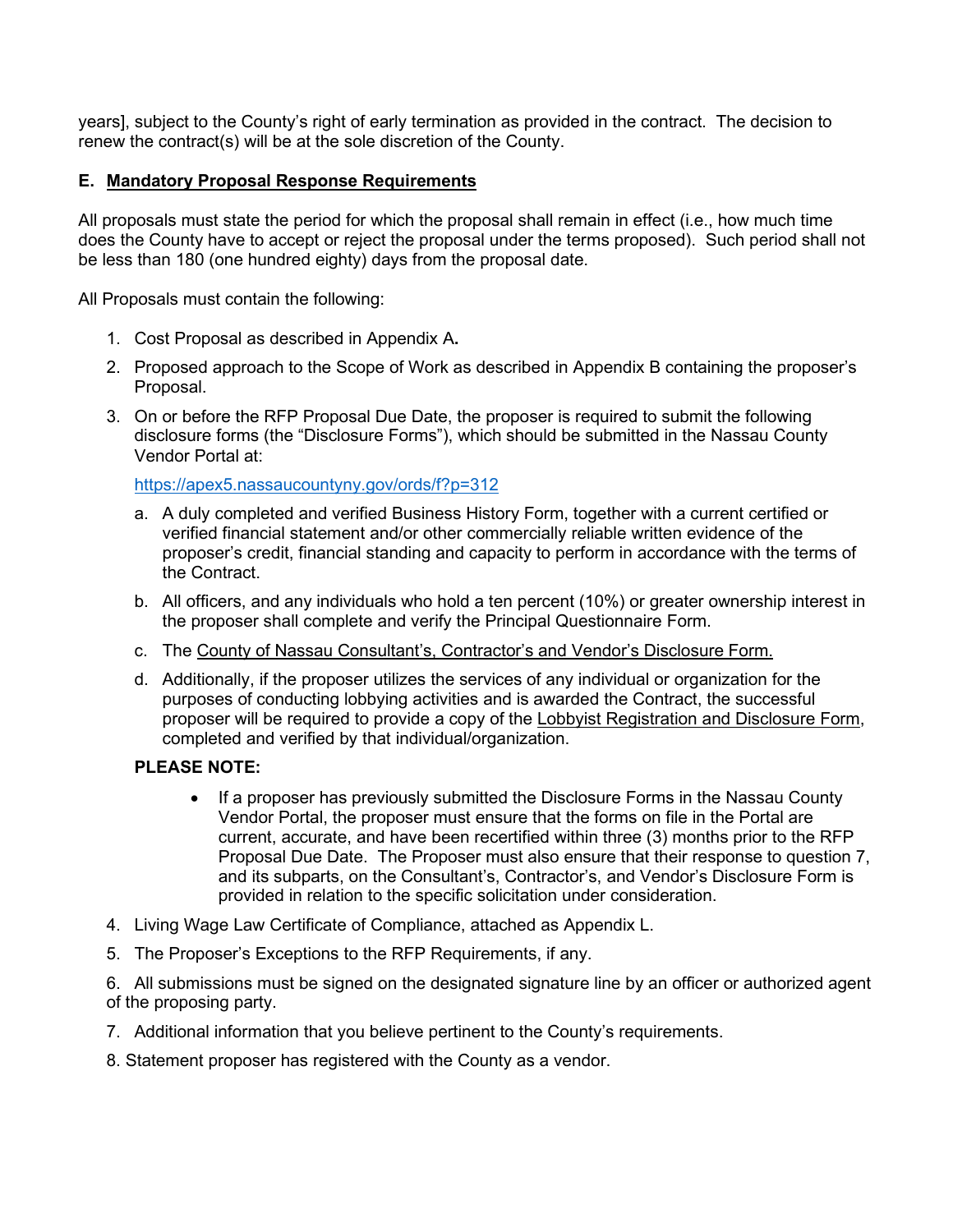years], subject to the County's right of early termination as provided in the contract. The decision to renew the contract(s) will be at the sole discretion of the County.

## E. Mandatory Proposal Response Requirements

All proposals must state the period for which the proposal shall remain in effect (i.e., how much time does the County have to accept or reject the proposal under the terms proposed). Such period shall not be less than 180 (one hundred eighty) days from the proposal date.

All Proposals must contain the following:

1. Cost Proposal as described in Appendix A**.**
2. Proposed approach to the Scope of Work as described in Appendix B containing the proposer's Proposal.
3. On or before the RFP Proposal Due Date, the proposer is required to submit the following disclosure forms (the "Disclosure Forms"), which should be submitted in the Nassau County Vendor Portal at:

   https://apex5.nassaucountyny.gov/ords/f?p=312

   a. A duly completed and verified Business History Form, together with a current certified or verified financial statement and/or other commercially reliable written evidence of the proposer's credit, financial standing and capacity to perform in accordance with the terms of the Contract.

   b. All officers, and any individuals who hold a ten percent (10%) or greater ownership interest in the proposer shall complete and verify the Principal Questionnaire Form.

   c. The County of Nassau Consultant's, Contractor's and Vendor's Disclosure Form.

   d. Additionally, if the proposer utilizes the services of any individual or organization for the purposes of conducting lobbying activities and is awarded the Contract, the successful proposer will be required to provide a copy of the Lobbyist Registration and Disclosure Form, completed and verified by that individual/organization.

   **PLEASE NOTE:**

   - If a proposer has previously submitted the Disclosure Forms in the Nassau County Vendor Portal, the proposer must ensure that the forms on file in the Portal are current, accurate, and have been recertified within three (3) months prior to the RFP Proposal Due Date. The Proposer must also ensure that their response to question 7, and its subparts, on the Consultant's, Contractor's, and Vendor's Disclosure Form is provided in relation to the specific solicitation under consideration.

4. Living Wage Law Certificate of Compliance, attached as Appendix L.
5. The Proposer's Exceptions to the RFP Requirements, if any.
6. All submissions must be signed on the designated signature line by an officer or authorized agent of the proposing party.
7. Additional information that you believe pertinent to the County's requirements.
8. Statement proposer has registered with the County as a vendor.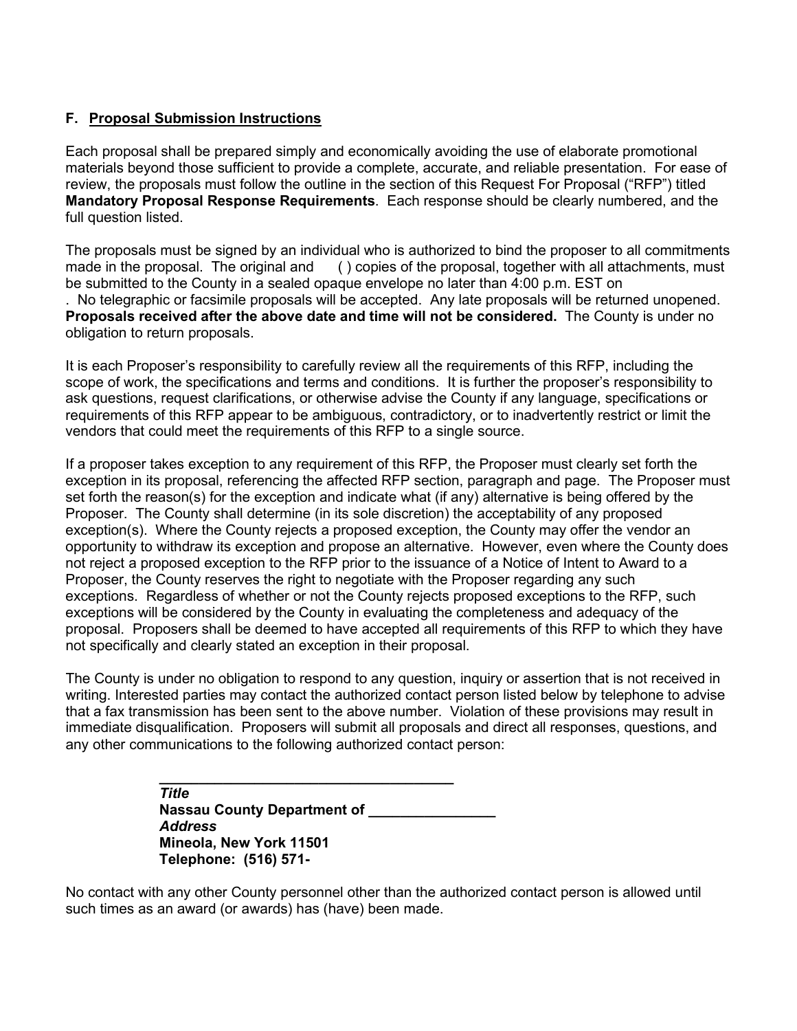### F. Proposal Submission Instructions

Each proposal shall be prepared simply and economically avoiding the use of elaborate promotional materials beyond those sufficient to provide a complete, accurate, and reliable presentation. For ease of review, the proposals must follow the outline in the section of this Request For Proposal ("RFP") titled **Mandatory Proposal Response Requirements**. Each response should be clearly numbered, and the full question listed.

The proposals must be signed by an individual who is authorized to bind the proposer to all commitments made in the proposal. The original and ( ) copies of the proposal, together with all attachments, must be submitted to the County in a sealed opaque envelope no later than 4:00 p.m. EST on . No telegraphic or facsimile proposals will be accepted. Any late proposals will be returned unopened. **Proposals received after the above date and time will not be considered.** The County is under no obligation to return proposals.

It is each Proposer's responsibility to carefully review all the requirements of this RFP, including the scope of work, the specifications and terms and conditions. It is further the proposer's responsibility to ask questions, request clarifications, or otherwise advise the County if any language, specifications or requirements of this RFP appear to be ambiguous, contradictory, or to inadvertently restrict or limit the vendors that could meet the requirements of this RFP to a single source.

If a proposer takes exception to any requirement of this RFP, the Proposer must clearly set forth the exception in its proposal, referencing the affected RFP section, paragraph and page. The Proposer must set forth the reason(s) for the exception and indicate what (if any) alternative is being offered by the Proposer. The County shall determine (in its sole discretion) the acceptability of any proposed exception(s). Where the County rejects a proposed exception, the County may offer the vendor an opportunity to withdraw its exception and propose an alternative. However, even where the County does not reject a proposed exception to the RFP prior to the issuance of a Notice of Intent to Award to a Proposer, the County reserves the right to negotiate with the Proposer regarding any such exceptions. Regardless of whether or not the County rejects proposed exceptions to the RFP, such exceptions will be considered by the County in evaluating the completeness and adequacy of the proposal. Proposers shall be deemed to have accepted all requirements of this RFP to which they have not specifically and clearly stated an exception in their proposal.

The County is under no obligation to respond to any question, inquiry or assertion that is not received in writing. Interested parties may contact the authorized contact person listed below by telephone to advise that a fax transmission has been sent to the above number. Violation of these provisions may result in immediate disqualification. Proposers will submit all proposals and direct all responses, questions, and any other communications to the following authorized contact person:

> **_____________________________________**
> ***Title***
> **Nassau County Department of _______________**
> ***Address***
> **Mineola, New York 11501**
> **Telephone: (516) 571-**

No contact with any other County personnel other than the authorized contact person is allowed until such times as an award (or awards) has (have) been made.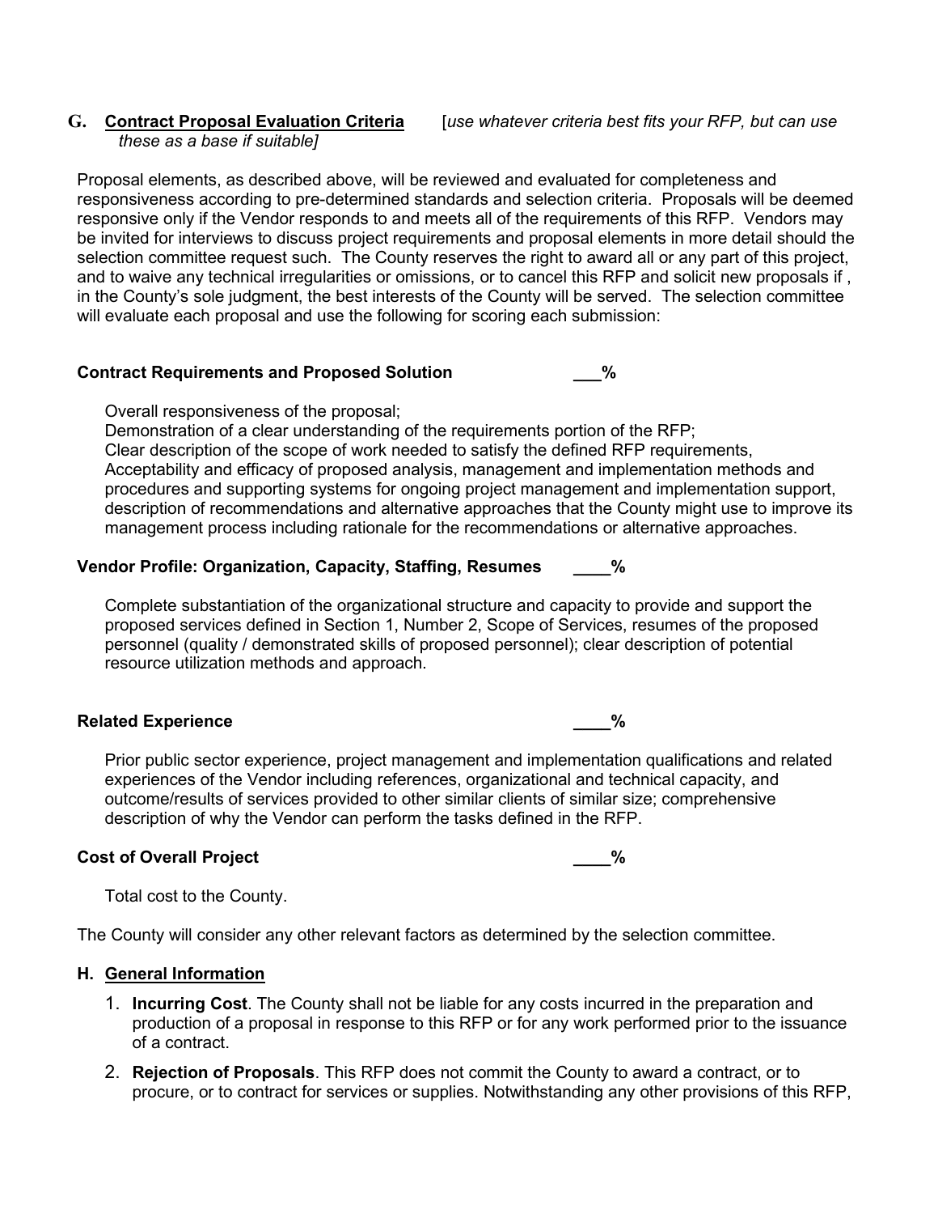## G. Contract Proposal Evaluation Criteria [*use whatever criteria best fits your RFP, but can use these as a base if suitable]*

Proposal elements, as described above, will be reviewed and evaluated for completeness and responsiveness according to pre-determined standards and selection criteria. Proposals will be deemed responsive only if the Vendor responds to and meets all of the requirements of this RFP. Vendors may be invited for interviews to discuss project requirements and proposal elements in more detail should the selection committee request such. The County reserves the right to award all or any part of this project, and to waive any technical irregularities or omissions, or to cancel this RFP and solicit new proposals if , in the County's sole judgment, the best interests of the County will be served. The selection committee will evaluate each proposal and use the following for scoring each submission:

**Contract Requirements and Proposed Solution ___%**

Overall responsiveness of the proposal;
Demonstration of a clear understanding of the requirements portion of the RFP;
Clear description of the scope of work needed to satisfy the defined RFP requirements,
Acceptability and efficacy of proposed analysis, management and implementation methods and procedures and supporting systems for ongoing project management and implementation support, description of recommendations and alternative approaches that the County might use to improve its management process including rationale for the recommendations or alternative approaches.

**Vendor Profile: Organization, Capacity, Staffing, Resumes ____%**

Complete substantiation of the organizational structure and capacity to provide and support the proposed services defined in Section 1, Number 2, Scope of Services, resumes of the proposed personnel (quality / demonstrated skills of proposed personnel); clear description of potential resource utilization methods and approach.

**Related Experience ____%**

Prior public sector experience, project management and implementation qualifications and related experiences of the Vendor including references, organizational and technical capacity, and outcome/results of services provided to other similar clients of similar size; comprehensive description of why the Vendor can perform the tasks defined in the RFP.

**Cost of Overall Project ____%**

Total cost to the County.

The County will consider any other relevant factors as determined by the selection committee.

## H. General Information

1. **Incurring Cost**. The County shall not be liable for any costs incurred in the preparation and production of a proposal in response to this RFP or for any work performed prior to the issuance of a contract.
2. **Rejection of Proposals**. This RFP does not commit the County to award a contract, or to procure, or to contract for services or supplies. Notwithstanding any other provisions of this RFP,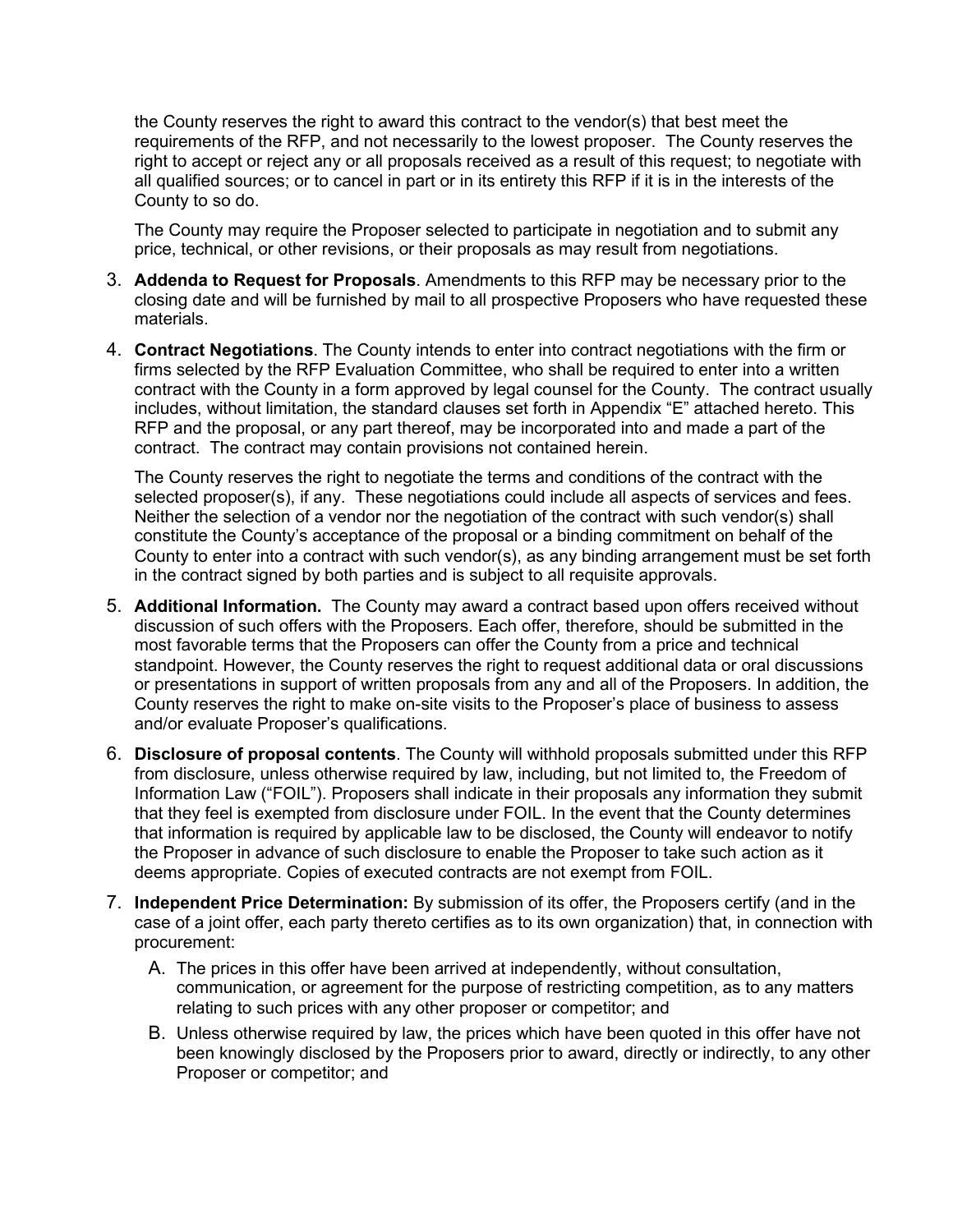the County reserves the right to award this contract to the vendor(s) that best meet the requirements of the RFP, and not necessarily to the lowest proposer. The County reserves the right to accept or reject any or all proposals received as a result of this request; to negotiate with all qualified sources; or to cancel in part or in its entirety this RFP if it is in the interests of the County to so do.

The County may require the Proposer selected to participate in negotiation and to submit any price, technical, or other revisions, or their proposals as may result from negotiations.

3. **Addenda to Request for Proposals**. Amendments to this RFP may be necessary prior to the closing date and will be furnished by mail to all prospective Proposers who have requested these materials.

4. **Contract Negotiations**. The County intends to enter into contract negotiations with the firm or firms selected by the RFP Evaluation Committee, who shall be required to enter into a written contract with the County in a form approved by legal counsel for the County. The contract usually includes, without limitation, the standard clauses set forth in Appendix "E" attached hereto. This RFP and the proposal, or any part thereof, may be incorporated into and made a part of the contract. The contract may contain provisions not contained herein.

   The County reserves the right to negotiate the terms and conditions of the contract with the selected proposer(s), if any. These negotiations could include all aspects of services and fees. Neither the selection of a vendor nor the negotiation of the contract with such vendor(s) shall constitute the County's acceptance of the proposal or a binding commitment on behalf of the County to enter into a contract with such vendor(s), as any binding arrangement must be set forth in the contract signed by both parties and is subject to all requisite approvals.

5. **Additional Information.** The County may award a contract based upon offers received without discussion of such offers with the Proposers. Each offer, therefore, should be submitted in the most favorable terms that the Proposers can offer the County from a price and technical standpoint. However, the County reserves the right to request additional data or oral discussions or presentations in support of written proposals from any and all of the Proposers. In addition, the County reserves the right to make on-site visits to the Proposer's place of business to assess and/or evaluate Proposer's qualifications.

6. **Disclosure of proposal contents**. The County will withhold proposals submitted under this RFP from disclosure, unless otherwise required by law, including, but not limited to, the Freedom of Information Law ("FOIL"). Proposers shall indicate in their proposals any information they submit that they feel is exempted from disclosure under FOIL. In the event that the County determines that information is required by applicable law to be disclosed, the County will endeavor to notify the Proposer in advance of such disclosure to enable the Proposer to take such action as it deems appropriate. Copies of executed contracts are not exempt from FOIL.

7. **Independent Price Determination:** By submission of its offer, the Proposers certify (and in the case of a joint offer, each party thereto certifies as to its own organization) that, in connection with procurement:

   A. The prices in this offer have been arrived at independently, without consultation, communication, or agreement for the purpose of restricting competition, as to any matters relating to such prices with any other proposer or competitor; and

   B. Unless otherwise required by law, the prices which have been quoted in this offer have not been knowingly disclosed by the Proposers prior to award, directly or indirectly, to any other Proposer or competitor; and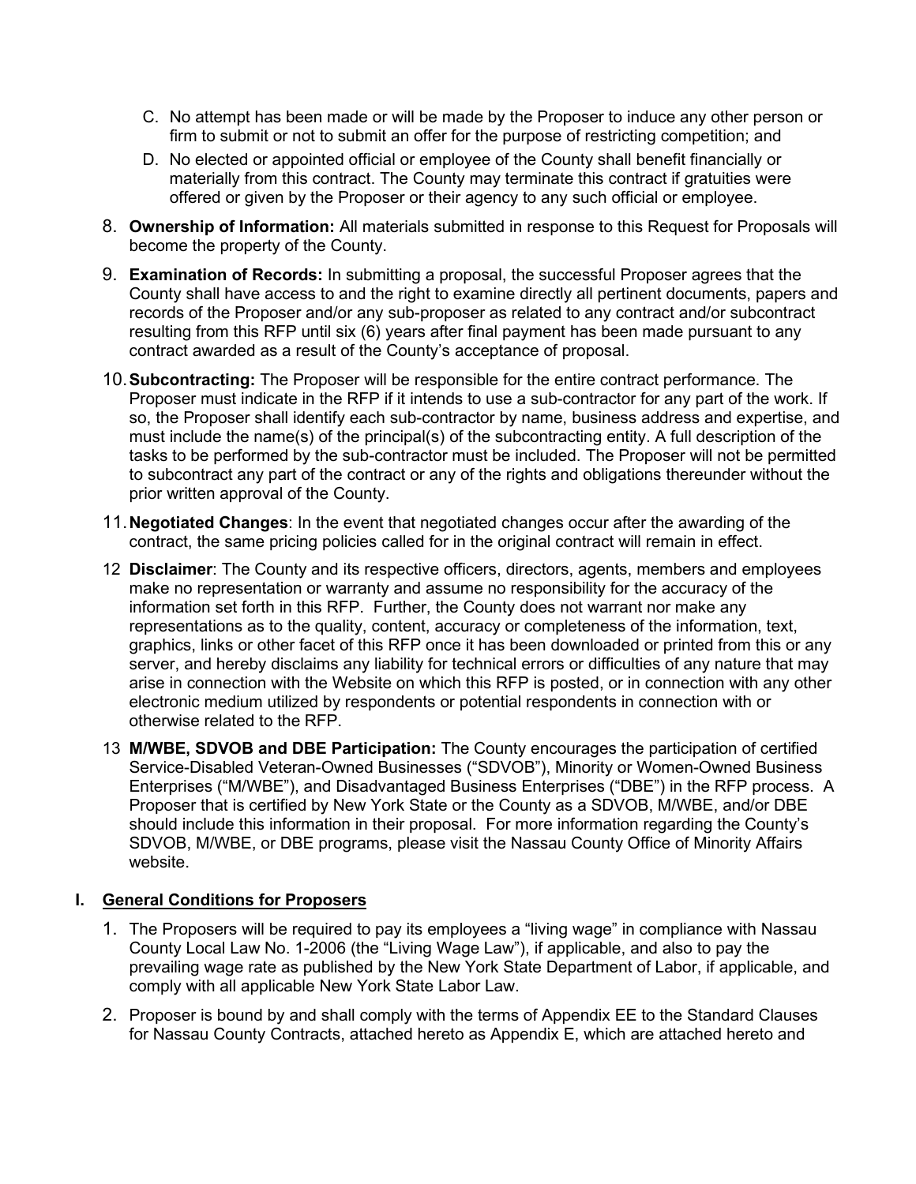C. No attempt has been made or will be made by the Proposer to induce any other person or firm to submit or not to submit an offer for the purpose of restricting competition; and

D. No elected or appointed official or employee of the County shall benefit financially or materially from this contract. The County may terminate this contract if gratuities were offered or given by the Proposer or their agency to any such official or employee.

8. **Ownership of Information:** All materials submitted in response to this Request for Proposals will become the property of the County.

9. **Examination of Records:** In submitting a proposal, the successful Proposer agrees that the County shall have access to and the right to examine directly all pertinent documents, papers and records of the Proposer and/or any sub-proposer as related to any contract and/or subcontract resulting from this RFP until six (6) years after final payment has been made pursuant to any contract awarded as a result of the County's acceptance of proposal.

10. **Subcontracting:** The Proposer will be responsible for the entire contract performance. The Proposer must indicate in the RFP if it intends to use a sub-contractor for any part of the work. If so, the Proposer shall identify each sub-contractor by name, business address and expertise, and must include the name(s) of the principal(s) of the subcontracting entity. A full description of the tasks to be performed by the sub-contractor must be included. The Proposer will not be permitted to subcontract any part of the contract or any of the rights and obligations thereunder without the prior written approval of the County.

11. **Negotiated Changes**: In the event that negotiated changes occur after the awarding of the contract, the same pricing policies called for in the original contract will remain in effect.

12 **Disclaimer**: The County and its respective officers, directors, agents, members and employees make no representation or warranty and assume no responsibility for the accuracy of the information set forth in this RFP. Further, the County does not warrant nor make any representations as to the quality, content, accuracy or completeness of the information, text, graphics, links or other facet of this RFP once it has been downloaded or printed from this or any server, and hereby disclaims any liability for technical errors or difficulties of any nature that may arise in connection with the Website on which this RFP is posted, or in connection with any other electronic medium utilized by respondents or potential respondents in connection with or otherwise related to the RFP.

13 **M/WBE, SDVOB and DBE Participation:** The County encourages the participation of certified Service-Disabled Veteran-Owned Businesses ("SDVOB"), Minority or Women-Owned Business Enterprises ("M/WBE"), and Disadvantaged Business Enterprises ("DBE") in the RFP process. A Proposer that is certified by New York State or the County as a SDVOB, M/WBE, and/or DBE should include this information in their proposal. For more information regarding the County's SDVOB, M/WBE, or DBE programs, please visit the Nassau County Office of Minority Affairs website.

## I. General Conditions for Proposers

1. The Proposers will be required to pay its employees a "living wage" in compliance with Nassau County Local Law No. 1-2006 (the "Living Wage Law"), if applicable, and also to pay the prevailing wage rate as published by the New York State Department of Labor, if applicable, and comply with all applicable New York State Labor Law.

2. Proposer is bound by and shall comply with the terms of Appendix EE to the Standard Clauses for Nassau County Contracts, attached hereto as Appendix E, which are attached hereto and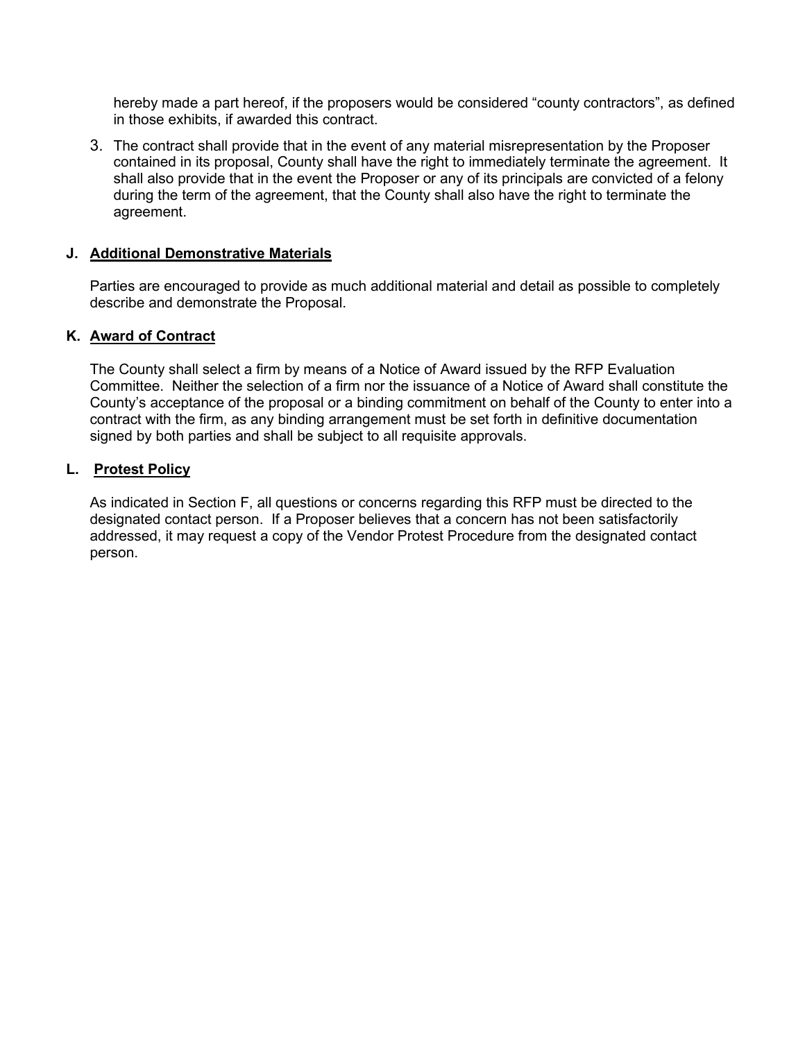hereby made a part hereof, if the proposers would be considered "county contractors", as defined in those exhibits, if awarded this contract.

3. The contract shall provide that in the event of any material misrepresentation by the Proposer contained in its proposal, County shall have the right to immediately terminate the agreement. It shall also provide that in the event the Proposer or any of its principals are convicted of a felony during the term of the agreement, that the County shall also have the right to terminate the agreement.

### J. **Additional Demonstrative Materials**

Parties are encouraged to provide as much additional material and detail as possible to completely describe and demonstrate the Proposal.

### K. **Award of Contract**

The County shall select a firm by means of a Notice of Award issued by the RFP Evaluation Committee. Neither the selection of a firm nor the issuance of a Notice of Award shall constitute the County's acceptance of the proposal or a binding commitment on behalf of the County to enter into a contract with the firm, as any binding arrangement must be set forth in definitive documentation signed by both parties and shall be subject to all requisite approvals.

### L. **Protest Policy**

As indicated in Section F, all questions or concerns regarding this RFP must be directed to the designated contact person. If a Proposer believes that a concern has not been satisfactorily addressed, it may request a copy of the Vendor Protest Procedure from the designated contact person.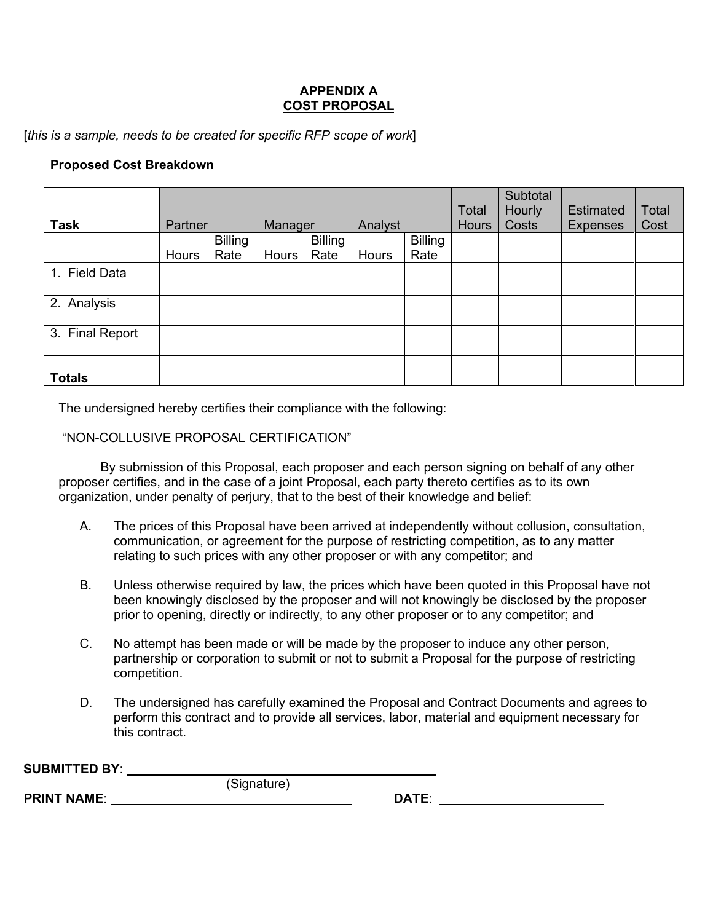## APPENDIX A
## COST PROPOSAL

[*this is a sample, needs to be created for specific RFP scope of work*]

**Proposed Cost Breakdown**

| Task | Partner | | Manager | | Analyst | | Total Hours | Subtotal Hourly Costs | Estimated Expenses | Total Cost |
|---|---|---|---|---|---|---|---|---|---|---|
| | Hours | Billing Rate | Hours | Billing Rate | Hours | Billing Rate | | | | |
| 1. Field Data | | | | | | | | | | |
| 2. Analysis | | | | | | | | | | |
| 3. Final Report | | | | | | | | | | |
| **Totals** | | | | | | | | | | |

The undersigned hereby certifies their compliance with the following:

"NON-COLLUSIVE PROPOSAL CERTIFICATION"

By submission of this Proposal, each proposer and each person signing on behalf of any other proposer certifies, and in the case of a joint Proposal, each party thereto certifies as to its own organization, under penalty of perjury, that to the best of their knowledge and belief:

A. The prices of this Proposal have been arrived at independently without collusion, consultation, communication, or agreement for the purpose of restricting competition, as to any matter relating to such prices with any other proposer or with any competitor; and

B. Unless otherwise required by law, the prices which have been quoted in this Proposal have not been knowingly disclosed by the proposer and will not knowingly be disclosed by the proposer prior to opening, directly or indirectly, to any other proposer or to any competitor; and

C. No attempt has been made or will be made by the proposer to induce any other person, partnership or corporation to submit or not to submit a Proposal for the purpose of restricting competition.

D. The undersigned has carefully examined the Proposal and Contract Documents and agrees to perform this contract and to provide all services, labor, material and equipment necessary for this contract.

**SUBMITTED BY**: ______________________________________________
(Signature)

**PRINT NAME**: ____________________________________ **DATE**: ________________________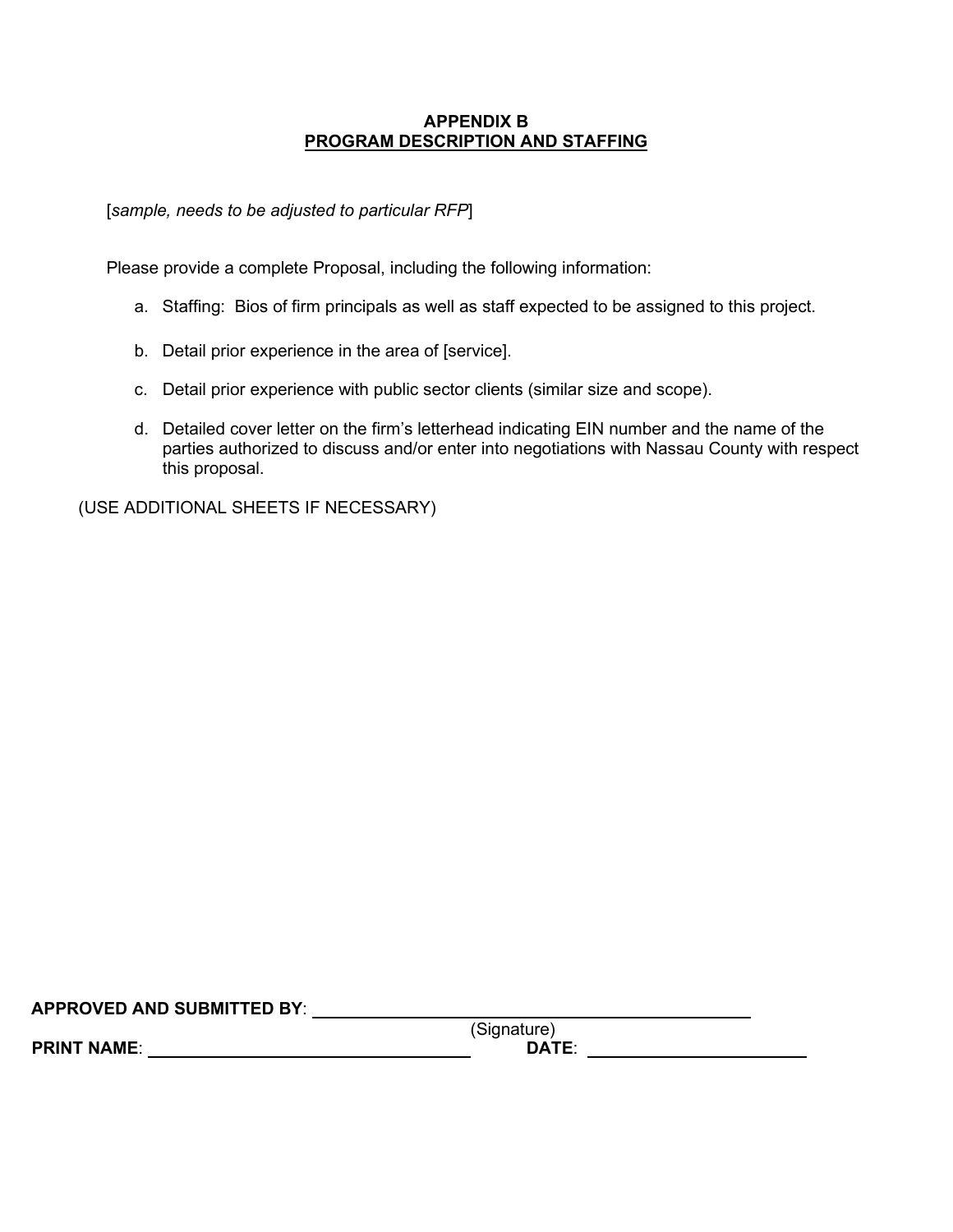# APPENDIX B
## PROGRAM DESCRIPTION AND STAFFING

[*sample, needs to be adjusted to particular RFP*]

Please provide a complete Proposal, including the following information:

a. Staffing: Bios of firm principals as well as staff expected to be assigned to this project.

b. Detail prior experience in the area of [service].

c. Detail prior experience with public sector clients (similar size and scope).

d. Detailed cover letter on the firm's letterhead indicating EIN number and the name of the parties authorized to discuss and/or enter into negotiations with Nassau County with respect this proposal.

(USE ADDITIONAL SHEETS IF NECESSARY)

**APPROVED AND SUBMITTED BY**: ______________________________________________
(Signature)

**PRINT NAME**: ___________________________________ **DATE**: _______________________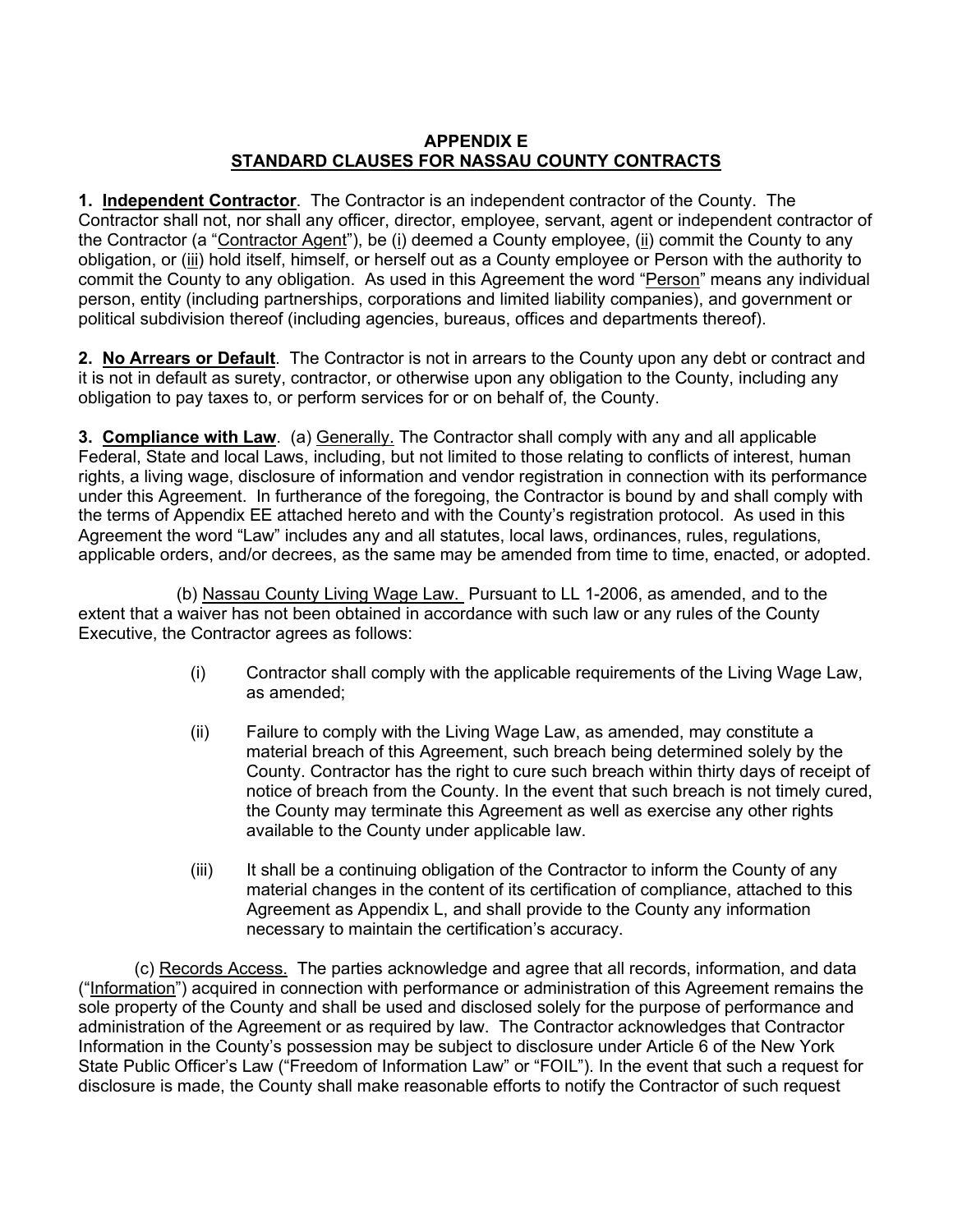# APPENDIX E
## STANDARD CLAUSES FOR NASSAU COUNTY CONTRACTS

**1. Independent Contractor**. The Contractor is an independent contractor of the County. The Contractor shall not, nor shall any officer, director, employee, servant, agent or independent contractor of the Contractor (a "Contractor Agent"), be (i) deemed a County employee, (ii) commit the County to any obligation, or (iii) hold itself, himself, or herself out as a County employee or Person with the authority to commit the County to any obligation. As used in this Agreement the word "Person" means any individual person, entity (including partnerships, corporations and limited liability companies), and government or political subdivision thereof (including agencies, bureaus, offices and departments thereof).

**2. No Arrears or Default**. The Contractor is not in arrears to the County upon any debt or contract and it is not in default as surety, contractor, or otherwise upon any obligation to the County, including any obligation to pay taxes to, or perform services for or on behalf of, the County.

**3. Compliance with Law**. (a) Generally. The Contractor shall comply with any and all applicable Federal, State and local Laws, including, but not limited to those relating to conflicts of interest, human rights, a living wage, disclosure of information and vendor registration in connection with its performance under this Agreement. In furtherance of the foregoing, the Contractor is bound by and shall comply with the terms of Appendix EE attached hereto and with the County's registration protocol. As used in this Agreement the word "Law" includes any and all statutes, local laws, ordinances, rules, regulations, applicable orders, and/or decrees, as the same may be amended from time to time, enacted, or adopted.

(b) Nassau County Living Wage Law. Pursuant to LL 1-2006, as amended, and to the extent that a waiver has not been obtained in accordance with such law or any rules of the County Executive, the Contractor agrees as follows:

(i) Contractor shall comply with the applicable requirements of the Living Wage Law, as amended;

(ii) Failure to comply with the Living Wage Law, as amended, may constitute a material breach of this Agreement, such breach being determined solely by the County. Contractor has the right to cure such breach within thirty days of receipt of notice of breach from the County. In the event that such breach is not timely cured, the County may terminate this Agreement as well as exercise any other rights available to the County under applicable law.

(iii) It shall be a continuing obligation of the Contractor to inform the County of any material changes in the content of its certification of compliance, attached to this Agreement as Appendix L, and shall provide to the County any information necessary to maintain the certification's accuracy.

(c) Records Access. The parties acknowledge and agree that all records, information, and data ("Information") acquired in connection with performance or administration of this Agreement remains the sole property of the County and shall be used and disclosed solely for the purpose of performance and administration of the Agreement or as required by law. The Contractor acknowledges that Contractor Information in the County's possession may be subject to disclosure under Article 6 of the New York State Public Officer's Law ("Freedom of Information Law" or "FOIL"). In the event that such a request for disclosure is made, the County shall make reasonable efforts to notify the Contractor of such request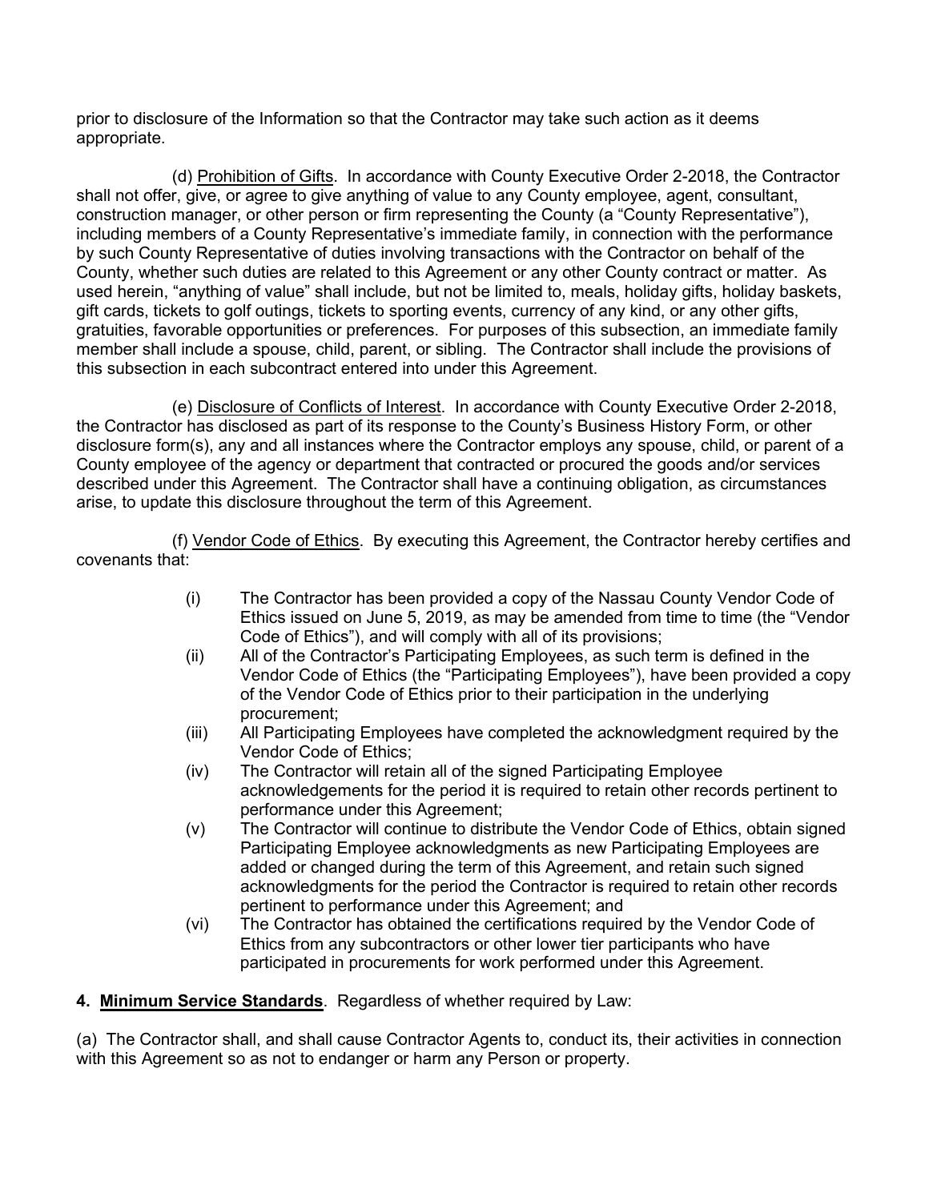prior to disclosure of the Information so that the Contractor may take such action as it deems appropriate.

(d) Prohibition of Gifts. In accordance with County Executive Order 2-2018, the Contractor shall not offer, give, or agree to give anything of value to any County employee, agent, consultant, construction manager, or other person or firm representing the County (a "County Representative"), including members of a County Representative's immediate family, in connection with the performance by such County Representative of duties involving transactions with the Contractor on behalf of the County, whether such duties are related to this Agreement or any other County contract or matter. As used herein, "anything of value" shall include, but not be limited to, meals, holiday gifts, holiday baskets, gift cards, tickets to golf outings, tickets to sporting events, currency of any kind, or any other gifts, gratuities, favorable opportunities or preferences. For purposes of this subsection, an immediate family member shall include a spouse, child, parent, or sibling. The Contractor shall include the provisions of this subsection in each subcontract entered into under this Agreement.

(e) Disclosure of Conflicts of Interest. In accordance with County Executive Order 2-2018, the Contractor has disclosed as part of its response to the County's Business History Form, or other disclosure form(s), any and all instances where the Contractor employs any spouse, child, or parent of a County employee of the agency or department that contracted or procured the goods and/or services described under this Agreement. The Contractor shall have a continuing obligation, as circumstances arise, to update this disclosure throughout the term of this Agreement.

(f) Vendor Code of Ethics. By executing this Agreement, the Contractor hereby certifies and covenants that:

(i) The Contractor has been provided a copy of the Nassau County Vendor Code of Ethics issued on June 5, 2019, as may be amended from time to time (the "Vendor Code of Ethics"), and will comply with all of its provisions;

(ii) All of the Contractor's Participating Employees, as such term is defined in the Vendor Code of Ethics (the "Participating Employees"), have been provided a copy of the Vendor Code of Ethics prior to their participation in the underlying procurement;

(iii) All Participating Employees have completed the acknowledgment required by the Vendor Code of Ethics;

(iv) The Contractor will retain all of the signed Participating Employee acknowledgements for the period it is required to retain other records pertinent to performance under this Agreement;

(v) The Contractor will continue to distribute the Vendor Code of Ethics, obtain signed Participating Employee acknowledgments as new Participating Employees are added or changed during the term of this Agreement, and retain such signed acknowledgments for the period the Contractor is required to retain other records pertinent to performance under this Agreement; and

(vi) The Contractor has obtained the certifications required by the Vendor Code of Ethics from any subcontractors or other lower tier participants who have participated in procurements for work performed under this Agreement.

**4. Minimum Service Standards**. Regardless of whether required by Law:

(a) The Contractor shall, and shall cause Contractor Agents to, conduct its, their activities in connection with this Agreement so as not to endanger or harm any Person or property.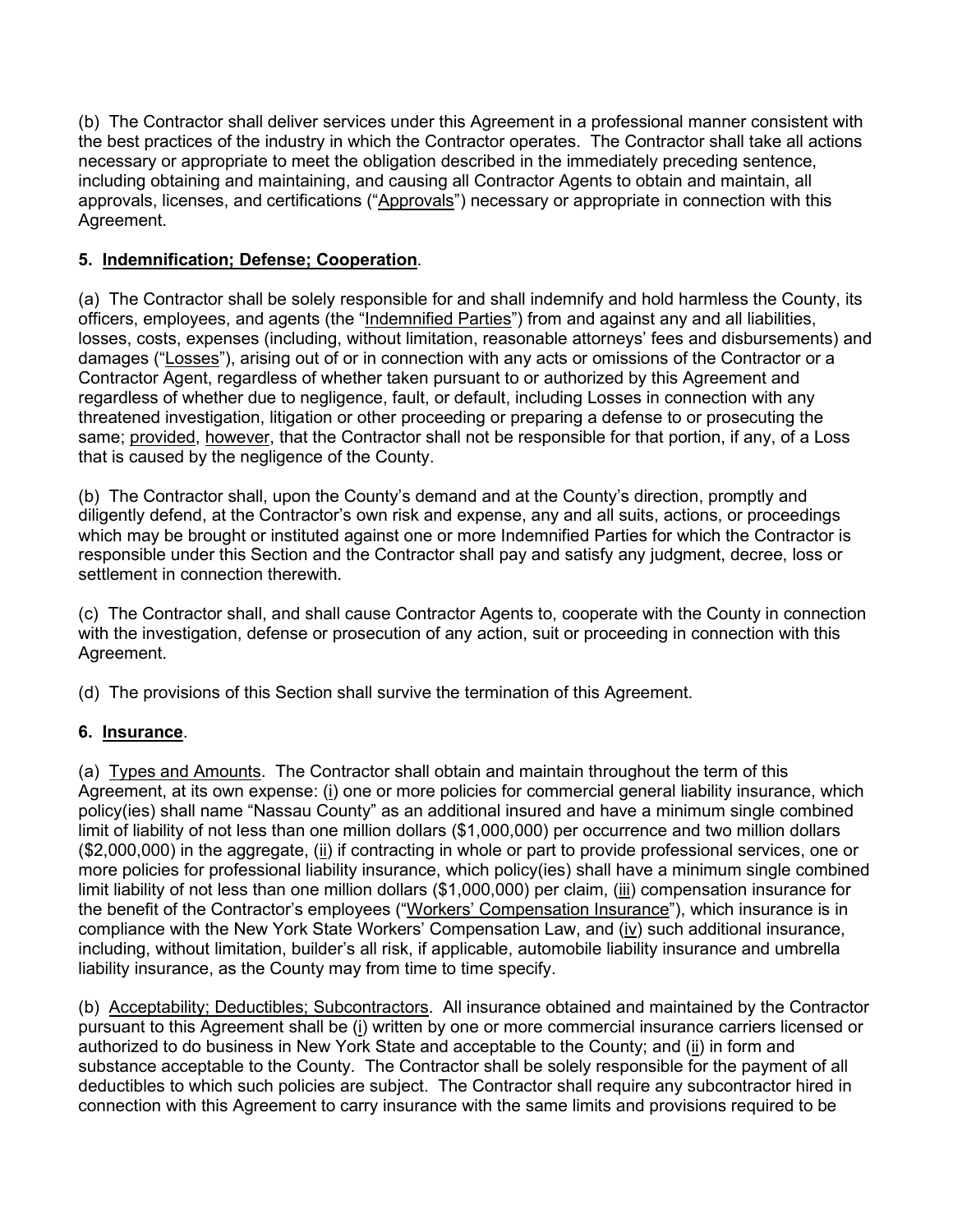(b) The Contractor shall deliver services under this Agreement in a professional manner consistent with the best practices of the industry in which the Contractor operates. The Contractor shall take all actions necessary or appropriate to meet the obligation described in the immediately preceding sentence, including obtaining and maintaining, and causing all Contractor Agents to obtain and maintain, all approvals, licenses, and certifications ("Approvals") necessary or appropriate in connection with this Agreement.

**5. Indemnification; Defense; Cooperation**.

(a) The Contractor shall be solely responsible for and shall indemnify and hold harmless the County, its officers, employees, and agents (the "Indemnified Parties") from and against any and all liabilities, losses, costs, expenses (including, without limitation, reasonable attorneys' fees and disbursements) and damages ("Losses"), arising out of or in connection with any acts or omissions of the Contractor or a Contractor Agent, regardless of whether taken pursuant to or authorized by this Agreement and regardless of whether due to negligence, fault, or default, including Losses in connection with any threatened investigation, litigation or other proceeding or preparing a defense to or prosecuting the same; provided, however, that the Contractor shall not be responsible for that portion, if any, of a Loss that is caused by the negligence of the County.

(b) The Contractor shall, upon the County's demand and at the County's direction, promptly and diligently defend, at the Contractor's own risk and expense, any and all suits, actions, or proceedings which may be brought or instituted against one or more Indemnified Parties for which the Contractor is responsible under this Section and the Contractor shall pay and satisfy any judgment, decree, loss or settlement in connection therewith.

(c) The Contractor shall, and shall cause Contractor Agents to, cooperate with the County in connection with the investigation, defense or prosecution of any action, suit or proceeding in connection with this Agreement.

(d) The provisions of this Section shall survive the termination of this Agreement.

**6. Insurance**.

(a) Types and Amounts. The Contractor shall obtain and maintain throughout the term of this Agreement, at its own expense: (i) one or more policies for commercial general liability insurance, which policy(ies) shall name "Nassau County" as an additional insured and have a minimum single combined limit of liability of not less than one million dollars ($1,000,000) per occurrence and two million dollars ($2,000,000) in the aggregate, (ii) if contracting in whole or part to provide professional services, one or more policies for professional liability insurance, which policy(ies) shall have a minimum single combined limit liability of not less than one million dollars ($1,000,000) per claim, (iii) compensation insurance for the benefit of the Contractor's employees ("Workers' Compensation Insurance"), which insurance is in compliance with the New York State Workers' Compensation Law, and (iv) such additional insurance, including, without limitation, builder's all risk, if applicable, automobile liability insurance and umbrella liability insurance, as the County may from time to time specify.

(b) Acceptability; Deductibles; Subcontractors. All insurance obtained and maintained by the Contractor pursuant to this Agreement shall be (i) written by one or more commercial insurance carriers licensed or authorized to do business in New York State and acceptable to the County; and (ii) in form and substance acceptable to the County. The Contractor shall be solely responsible for the payment of all deductibles to which such policies are subject. The Contractor shall require any subcontractor hired in connection with this Agreement to carry insurance with the same limits and provisions required to be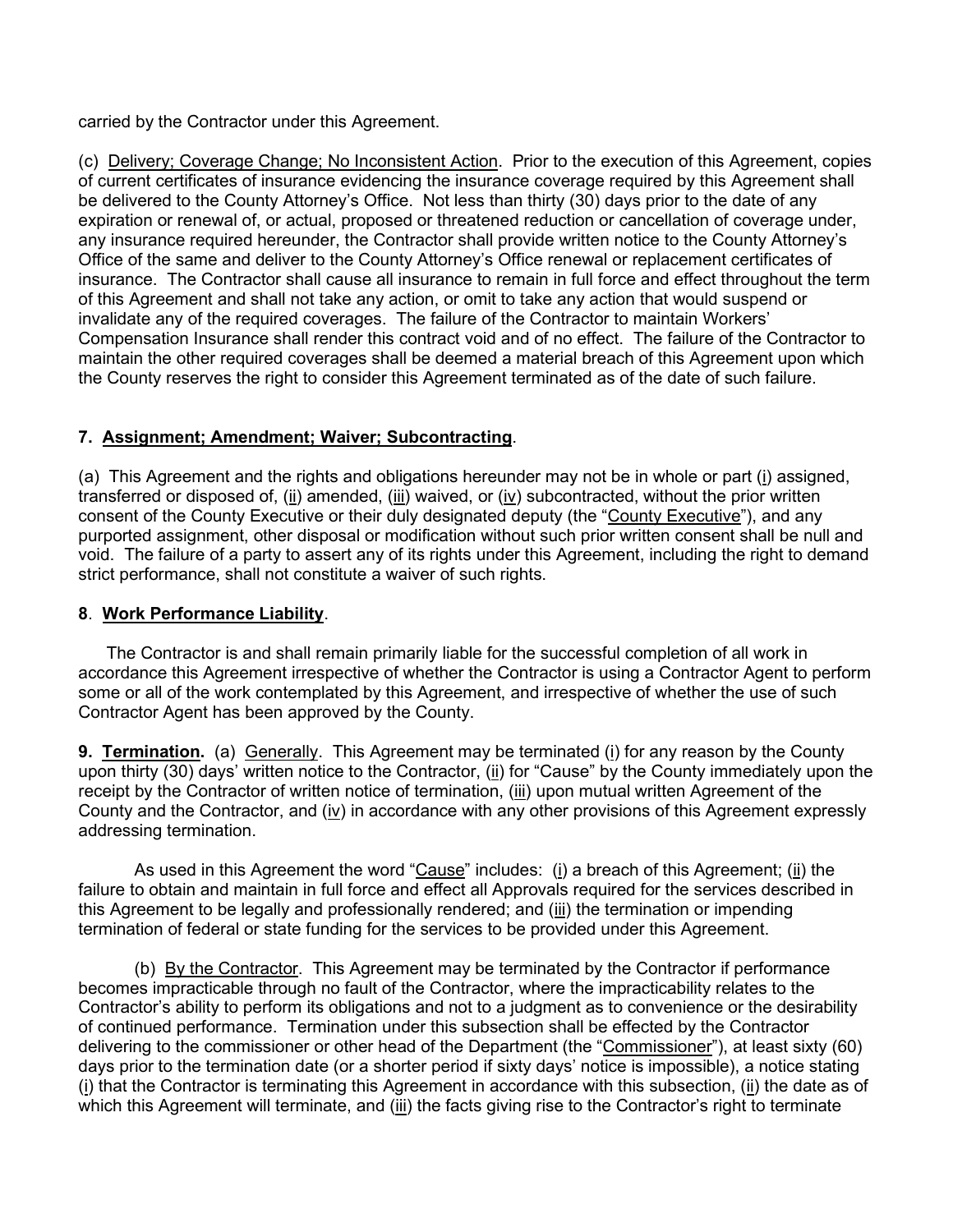carried by the Contractor under this Agreement.

(c) Delivery; Coverage Change; No Inconsistent Action. Prior to the execution of this Agreement, copies of current certificates of insurance evidencing the insurance coverage required by this Agreement shall be delivered to the County Attorney's Office. Not less than thirty (30) days prior to the date of any expiration or renewal of, or actual, proposed or threatened reduction or cancellation of coverage under, any insurance required hereunder, the Contractor shall provide written notice to the County Attorney's Office of the same and deliver to the County Attorney's Office renewal or replacement certificates of insurance. The Contractor shall cause all insurance to remain in full force and effect throughout the term of this Agreement and shall not take any action, or omit to take any action that would suspend or invalidate any of the required coverages. The failure of the Contractor to maintain Workers' Compensation Insurance shall render this contract void and of no effect. The failure of the Contractor to maintain the other required coverages shall be deemed a material breach of this Agreement upon which the County reserves the right to consider this Agreement terminated as of the date of such failure.

**7. Assignment; Amendment; Waiver; Subcontracting**.

(a) This Agreement and the rights and obligations hereunder may not be in whole or part (i) assigned, transferred or disposed of, (ii) amended, (iii) waived, or (iv) subcontracted, without the prior written consent of the County Executive or their duly designated deputy (the "County Executive"), and any purported assignment, other disposal or modification without such prior written consent shall be null and void. The failure of a party to assert any of its rights under this Agreement, including the right to demand strict performance, shall not constitute a waiver of such rights.

**8. Work Performance Liability**.

The Contractor is and shall remain primarily liable for the successful completion of all work in accordance this Agreement irrespective of whether the Contractor is using a Contractor Agent to perform some or all of the work contemplated by this Agreement, and irrespective of whether the use of such Contractor Agent has been approved by the County.

**9. Termination.** (a) Generally. This Agreement may be terminated (i) for any reason by the County upon thirty (30) days' written notice to the Contractor, (ii) for "Cause" by the County immediately upon the receipt by the Contractor of written notice of termination, (iii) upon mutual written Agreement of the County and the Contractor, and (iv) in accordance with any other provisions of this Agreement expressly addressing termination.

As used in this Agreement the word "Cause" includes: (i) a breach of this Agreement; (ii) the failure to obtain and maintain in full force and effect all Approvals required for the services described in this Agreement to be legally and professionally rendered; and (iii) the termination or impending termination of federal or state funding for the services to be provided under this Agreement.

(b) By the Contractor. This Agreement may be terminated by the Contractor if performance becomes impracticable through no fault of the Contractor, where the impracticability relates to the Contractor's ability to perform its obligations and not to a judgment as to convenience or the desirability of continued performance. Termination under this subsection shall be effected by the Contractor delivering to the commissioner or other head of the Department (the "Commissioner"), at least sixty (60) days prior to the termination date (or a shorter period if sixty days' notice is impossible), a notice stating (i) that the Contractor is terminating this Agreement in accordance with this subsection, (ii) the date as of which this Agreement will terminate, and (iii) the facts giving rise to the Contractor's right to terminate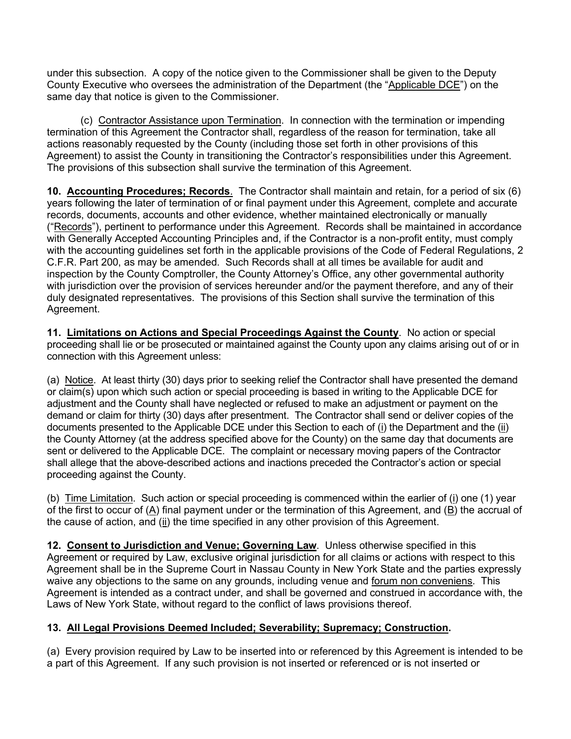under this subsection. A copy of the notice given to the Commissioner shall be given to the Deputy County Executive who oversees the administration of the Department (the "Applicable DCE") on the same day that notice is given to the Commissioner.

(c) Contractor Assistance upon Termination. In connection with the termination or impending termination of this Agreement the Contractor shall, regardless of the reason for termination, take all actions reasonably requested by the County (including those set forth in other provisions of this Agreement) to assist the County in transitioning the Contractor's responsibilities under this Agreement. The provisions of this subsection shall survive the termination of this Agreement.

**10. Accounting Procedures; Records**. The Contractor shall maintain and retain, for a period of six (6) years following the later of termination of or final payment under this Agreement, complete and accurate records, documents, accounts and other evidence, whether maintained electronically or manually ("Records"), pertinent to performance under this Agreement. Records shall be maintained in accordance with Generally Accepted Accounting Principles and, if the Contractor is a non-profit entity, must comply with the accounting guidelines set forth in the applicable provisions of the Code of Federal Regulations, 2 C.F.R. Part 200, as may be amended. Such Records shall at all times be available for audit and inspection by the County Comptroller, the County Attorney's Office, any other governmental authority with jurisdiction over the provision of services hereunder and/or the payment therefore, and any of their duly designated representatives. The provisions of this Section shall survive the termination of this Agreement.

**11. Limitations on Actions and Special Proceedings Against the County**. No action or special proceeding shall lie or be prosecuted or maintained against the County upon any claims arising out of or in connection with this Agreement unless:

(a) Notice. At least thirty (30) days prior to seeking relief the Contractor shall have presented the demand or claim(s) upon which such action or special proceeding is based in writing to the Applicable DCE for adjustment and the County shall have neglected or refused to make an adjustment or payment on the demand or claim for thirty (30) days after presentment. The Contractor shall send or deliver copies of the documents presented to the Applicable DCE under this Section to each of (i) the Department and the (ii) the County Attorney (at the address specified above for the County) on the same day that documents are sent or delivered to the Applicable DCE. The complaint or necessary moving papers of the Contractor shall allege that the above-described actions and inactions preceded the Contractor's action or special proceeding against the County.

(b) Time Limitation. Such action or special proceeding is commenced within the earlier of (i) one (1) year of the first to occur of (A) final payment under or the termination of this Agreement, and (B) the accrual of the cause of action, and (ii) the time specified in any other provision of this Agreement.

**12. Consent to Jurisdiction and Venue; Governing Law**. Unless otherwise specified in this Agreement or required by Law, exclusive original jurisdiction for all claims or actions with respect to this Agreement shall be in the Supreme Court in Nassau County in New York State and the parties expressly waive any objections to the same on any grounds, including venue and forum non conveniens. This Agreement is intended as a contract under, and shall be governed and construed in accordance with, the Laws of New York State, without regard to the conflict of laws provisions thereof.

**13. All Legal Provisions Deemed Included; Severability; Supremacy; Construction.**

(a) Every provision required by Law to be inserted into or referenced by this Agreement is intended to be a part of this Agreement. If any such provision is not inserted or referenced or is not inserted or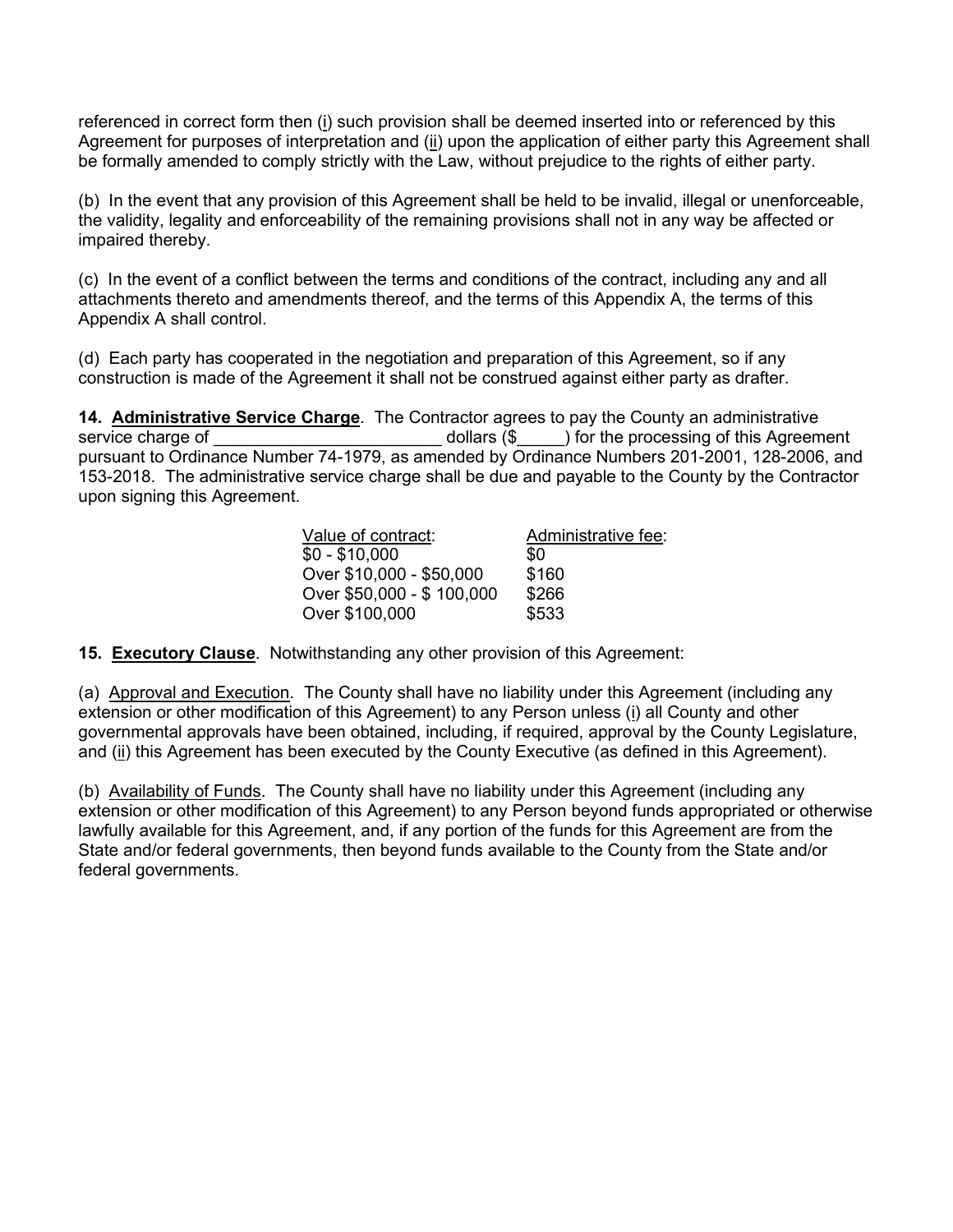referenced in correct form then (i) such provision shall be deemed inserted into or referenced by this Agreement for purposes of interpretation and (ii) upon the application of either party this Agreement shall be formally amended to comply strictly with the Law, without prejudice to the rights of either party.

(b) In the event that any provision of this Agreement shall be held to be invalid, illegal or unenforceable, the validity, legality and enforceability of the remaining provisions shall not in any way be affected or impaired thereby.

(c) In the event of a conflict between the terms and conditions of the contract, including any and all attachments thereto and amendments thereof, and the terms of this Appendix A, the terms of this Appendix A shall control.

(d) Each party has cooperated in the negotiation and preparation of this Agreement, so if any construction is made of the Agreement it shall not be construed against either party as drafter.

**14. Administrative Service Charge**. The Contractor agrees to pay the County an administrative service charge of ________________________ dollars ($_____) for the processing of this Agreement pursuant to Ordinance Number 74-1979, as amended by Ordinance Numbers 201-2001, 128-2006, and 153-2018. The administrative service charge shall be due and payable to the County by the Contractor upon signing this Agreement.

| Value of contract: | Administrative fee: |
|---|---|
| $0 - $10,000 | $0 |
| Over $10,000 - $50,000 | $160 |
| Over $50,000 - $ 100,000 | $266 |
| Over $100,000 | $533 |

**15. Executory Clause**. Notwithstanding any other provision of this Agreement:

(a) Approval and Execution. The County shall have no liability under this Agreement (including any extension or other modification of this Agreement) to any Person unless (i) all County and other governmental approvals have been obtained, including, if required, approval by the County Legislature, and (ii) this Agreement has been executed by the County Executive (as defined in this Agreement).

(b) Availability of Funds. The County shall have no liability under this Agreement (including any extension or other modification of this Agreement) to any Person beyond funds appropriated or otherwise lawfully available for this Agreement, and, if any portion of the funds for this Agreement are from the State and/or federal governments, then beyond funds available to the County from the State and/or federal governments.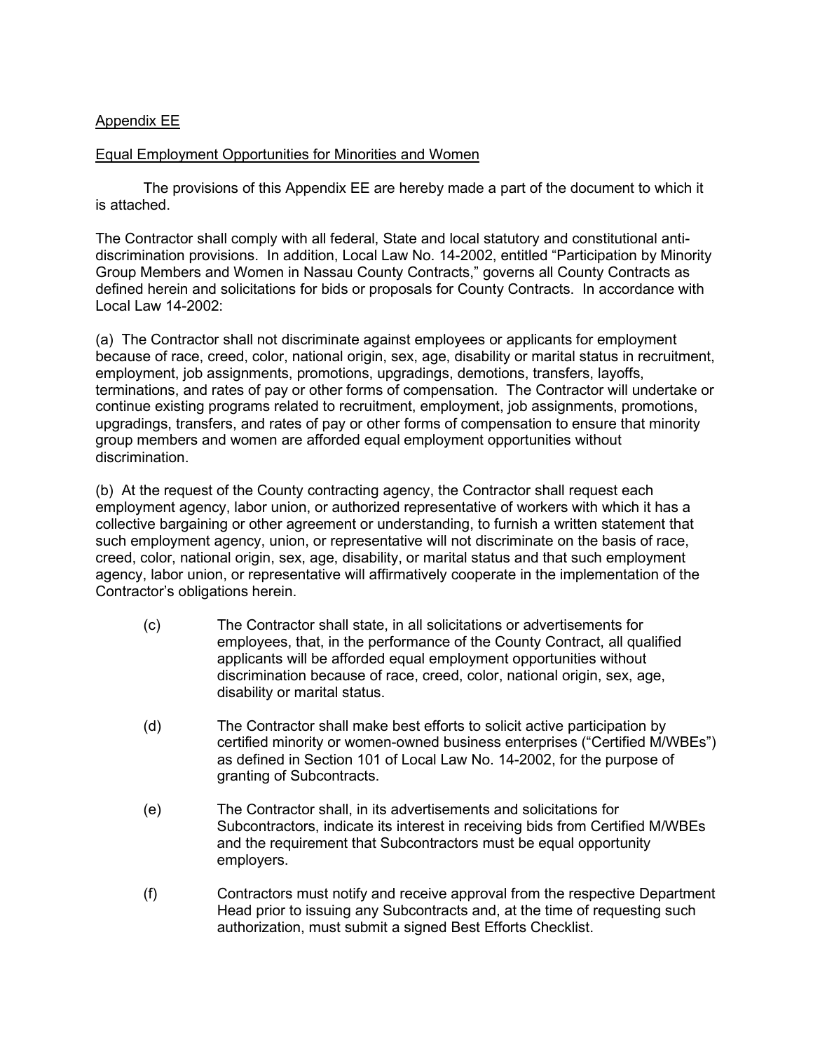Appendix EE

Equal Employment Opportunities for Minorities and Women

The provisions of this Appendix EE are hereby made a part of the document to which it is attached.

The Contractor shall comply with all federal, State and local statutory and constitutional anti-discrimination provisions. In addition, Local Law No. 14-2002, entitled "Participation by Minority Group Members and Women in Nassau County Contracts," governs all County Contracts as defined herein and solicitations for bids or proposals for County Contracts. In accordance with Local Law 14-2002:

(a) The Contractor shall not discriminate against employees or applicants for employment because of race, creed, color, national origin, sex, age, disability or marital status in recruitment, employment, job assignments, promotions, upgradings, demotions, transfers, layoffs, terminations, and rates of pay or other forms of compensation. The Contractor will undertake or continue existing programs related to recruitment, employment, job assignments, promotions, upgradings, transfers, and rates of pay or other forms of compensation to ensure that minority group members and women are afforded equal employment opportunities without discrimination.

(b) At the request of the County contracting agency, the Contractor shall request each employment agency, labor union, or authorized representative of workers with which it has a collective bargaining or other agreement or understanding, to furnish a written statement that such employment agency, union, or representative will not discriminate on the basis of race, creed, color, national origin, sex, age, disability, or marital status and that such employment agency, labor union, or representative will affirmatively cooperate in the implementation of the Contractor's obligations herein.

(c) The Contractor shall state, in all solicitations or advertisements for employees, that, in the performance of the County Contract, all qualified applicants will be afforded equal employment opportunities without discrimination because of race, creed, color, national origin, sex, age, disability or marital status.

(d) The Contractor shall make best efforts to solicit active participation by certified minority or women-owned business enterprises ("Certified M/WBEs") as defined in Section 101 of Local Law No. 14-2002, for the purpose of granting of Subcontracts.

(e) The Contractor shall, in its advertisements and solicitations for Subcontractors, indicate its interest in receiving bids from Certified M/WBEs and the requirement that Subcontractors must be equal opportunity employers.

(f) Contractors must notify and receive approval from the respective Department Head prior to issuing any Subcontracts and, at the time of requesting such authorization, must submit a signed Best Efforts Checklist.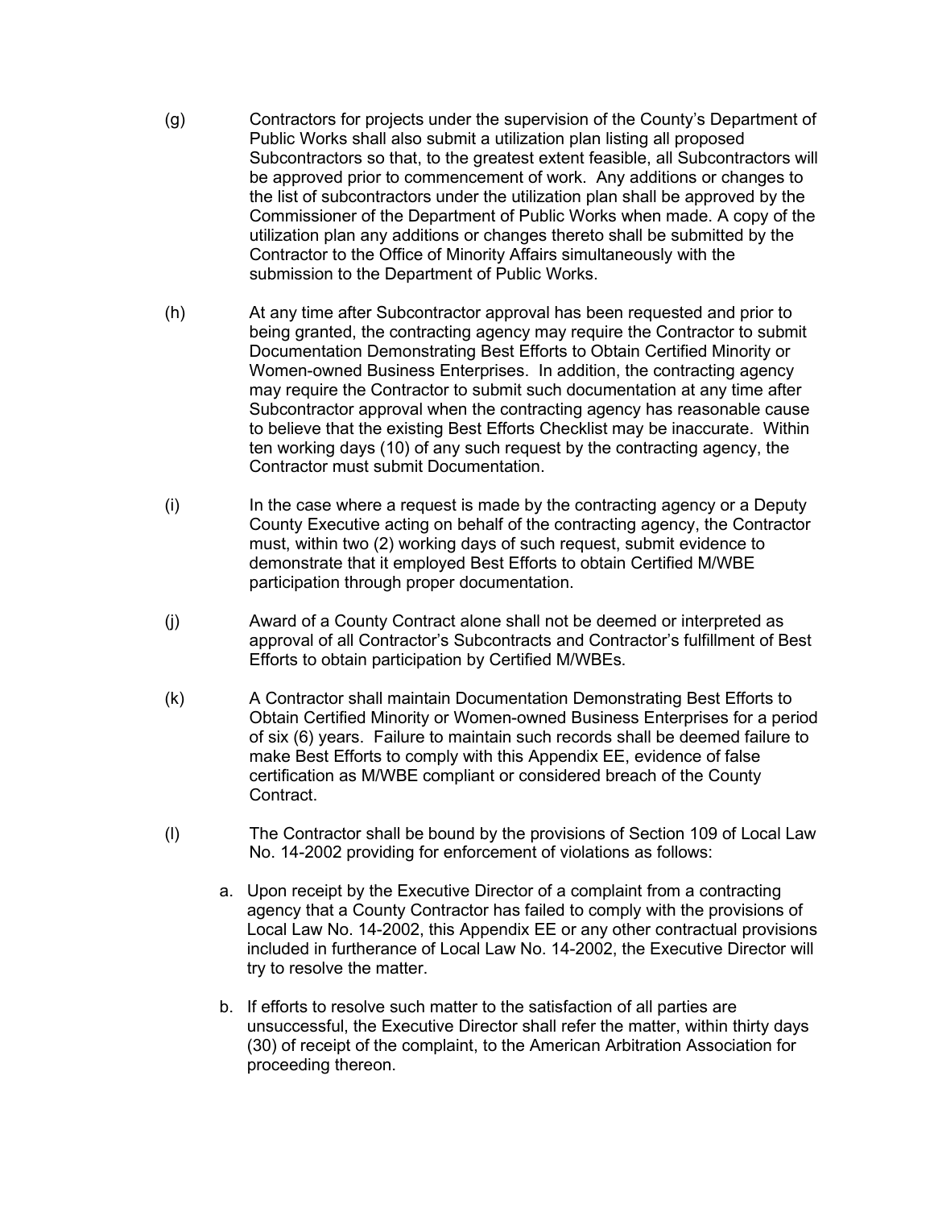(g) Contractors for projects under the supervision of the County's Department of Public Works shall also submit a utilization plan listing all proposed Subcontractors so that, to the greatest extent feasible, all Subcontractors will be approved prior to commencement of work. Any additions or changes to the list of subcontractors under the utilization plan shall be approved by the Commissioner of the Department of Public Works when made. A copy of the utilization plan any additions or changes thereto shall be submitted by the Contractor to the Office of Minority Affairs simultaneously with the submission to the Department of Public Works.

(h) At any time after Subcontractor approval has been requested and prior to being granted, the contracting agency may require the Contractor to submit Documentation Demonstrating Best Efforts to Obtain Certified Minority or Women-owned Business Enterprises. In addition, the contracting agency may require the Contractor to submit such documentation at any time after Subcontractor approval when the contracting agency has reasonable cause to believe that the existing Best Efforts Checklist may be inaccurate. Within ten working days (10) of any such request by the contracting agency, the Contractor must submit Documentation.

(i) In the case where a request is made by the contracting agency or a Deputy County Executive acting on behalf of the contracting agency, the Contractor must, within two (2) working days of such request, submit evidence to demonstrate that it employed Best Efforts to obtain Certified M/WBE participation through proper documentation.

(j) Award of a County Contract alone shall not be deemed or interpreted as approval of all Contractor's Subcontracts and Contractor's fulfillment of Best Efforts to obtain participation by Certified M/WBEs.

(k) A Contractor shall maintain Documentation Demonstrating Best Efforts to Obtain Certified Minority or Women-owned Business Enterprises for a period of six (6) years. Failure to maintain such records shall be deemed failure to make Best Efforts to comply with this Appendix EE, evidence of false certification as M/WBE compliant or considered breach of the County Contract.

(l) The Contractor shall be bound by the provisions of Section 109 of Local Law No. 14-2002 providing for enforcement of violations as follows:

a. Upon receipt by the Executive Director of a complaint from a contracting agency that a County Contractor has failed to comply with the provisions of Local Law No. 14-2002, this Appendix EE or any other contractual provisions included in furtherance of Local Law No. 14-2002, the Executive Director will try to resolve the matter.

b. If efforts to resolve such matter to the satisfaction of all parties are unsuccessful, the Executive Director shall refer the matter, within thirty days (30) of receipt of the complaint, to the American Arbitration Association for proceeding thereon.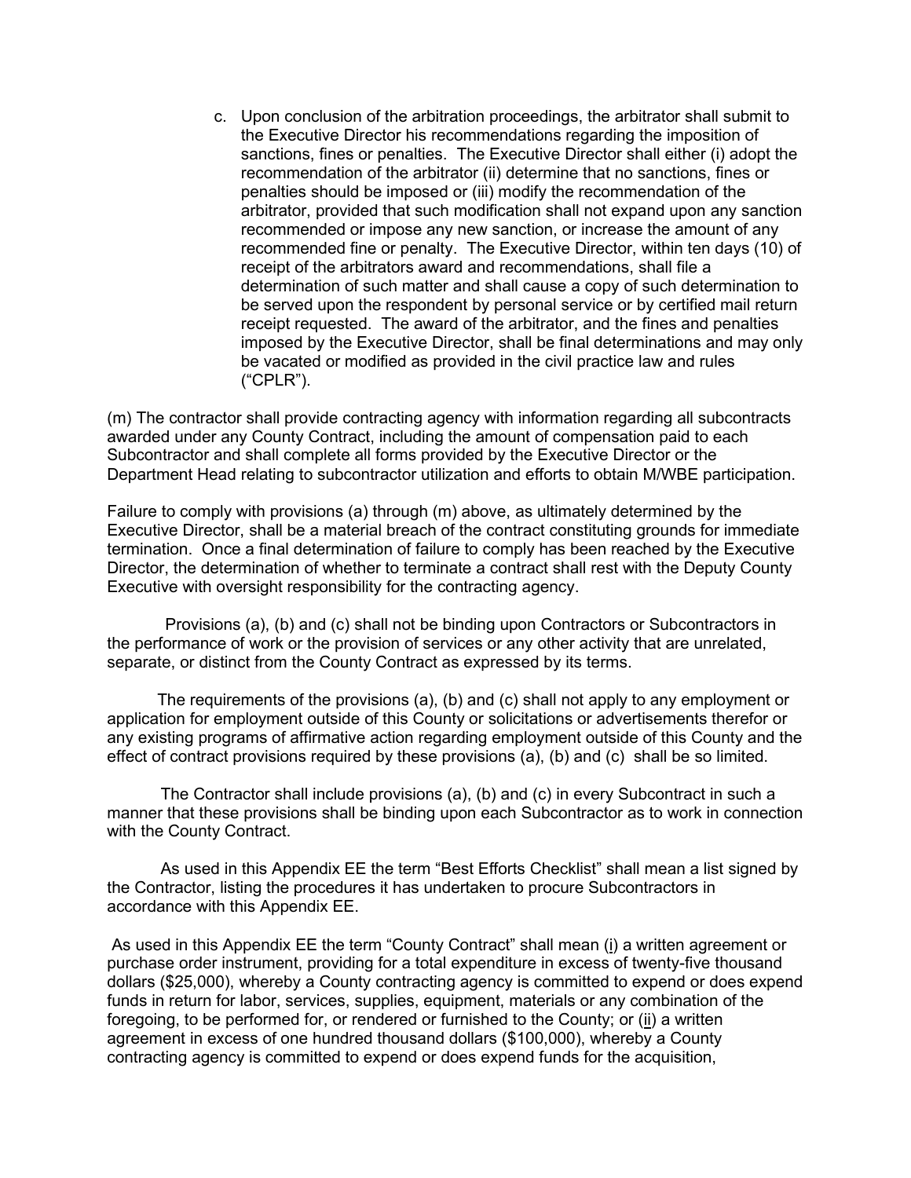c. Upon conclusion of the arbitration proceedings, the arbitrator shall submit to the Executive Director his recommendations regarding the imposition of sanctions, fines or penalties. The Executive Director shall either (i) adopt the recommendation of the arbitrator (ii) determine that no sanctions, fines or penalties should be imposed or (iii) modify the recommendation of the arbitrator, provided that such modification shall not expand upon any sanction recommended or impose any new sanction, or increase the amount of any recommended fine or penalty. The Executive Director, within ten days (10) of receipt of the arbitrators award and recommendations, shall file a determination of such matter and shall cause a copy of such determination to be served upon the respondent by personal service or by certified mail return receipt requested. The award of the arbitrator, and the fines and penalties imposed by the Executive Director, shall be final determinations and may only be vacated or modified as provided in the civil practice law and rules ("CPLR").

(m) The contractor shall provide contracting agency with information regarding all subcontracts awarded under any County Contract, including the amount of compensation paid to each Subcontractor and shall complete all forms provided by the Executive Director or the Department Head relating to subcontractor utilization and efforts to obtain M/WBE participation.

Failure to comply with provisions (a) through (m) above, as ultimately determined by the Executive Director, shall be a material breach of the contract constituting grounds for immediate termination. Once a final determination of failure to comply has been reached by the Executive Director, the determination of whether to terminate a contract shall rest with the Deputy County Executive with oversight responsibility for the contracting agency.

Provisions (a), (b) and (c) shall not be binding upon Contractors or Subcontractors in the performance of work or the provision of services or any other activity that are unrelated, separate, or distinct from the County Contract as expressed by its terms.

The requirements of the provisions (a), (b) and (c) shall not apply to any employment or application for employment outside of this County or solicitations or advertisements therefor or any existing programs of affirmative action regarding employment outside of this County and the effect of contract provisions required by these provisions (a), (b) and (c) shall be so limited.

The Contractor shall include provisions (a), (b) and (c) in every Subcontract in such a manner that these provisions shall be binding upon each Subcontractor as to work in connection with the County Contract.

As used in this Appendix EE the term "Best Efforts Checklist" shall mean a list signed by the Contractor, listing the procedures it has undertaken to procure Subcontractors in accordance with this Appendix EE.

As used in this Appendix EE the term "County Contract" shall mean (i) a written agreement or purchase order instrument, providing for a total expenditure in excess of twenty-five thousand dollars ($25,000), whereby a County contracting agency is committed to expend or does expend funds in return for labor, services, supplies, equipment, materials or any combination of the foregoing, to be performed for, or rendered or furnished to the County; or (ii) a written agreement in excess of one hundred thousand dollars ($100,000), whereby a County contracting agency is committed to expend or does expend funds for the acquisition,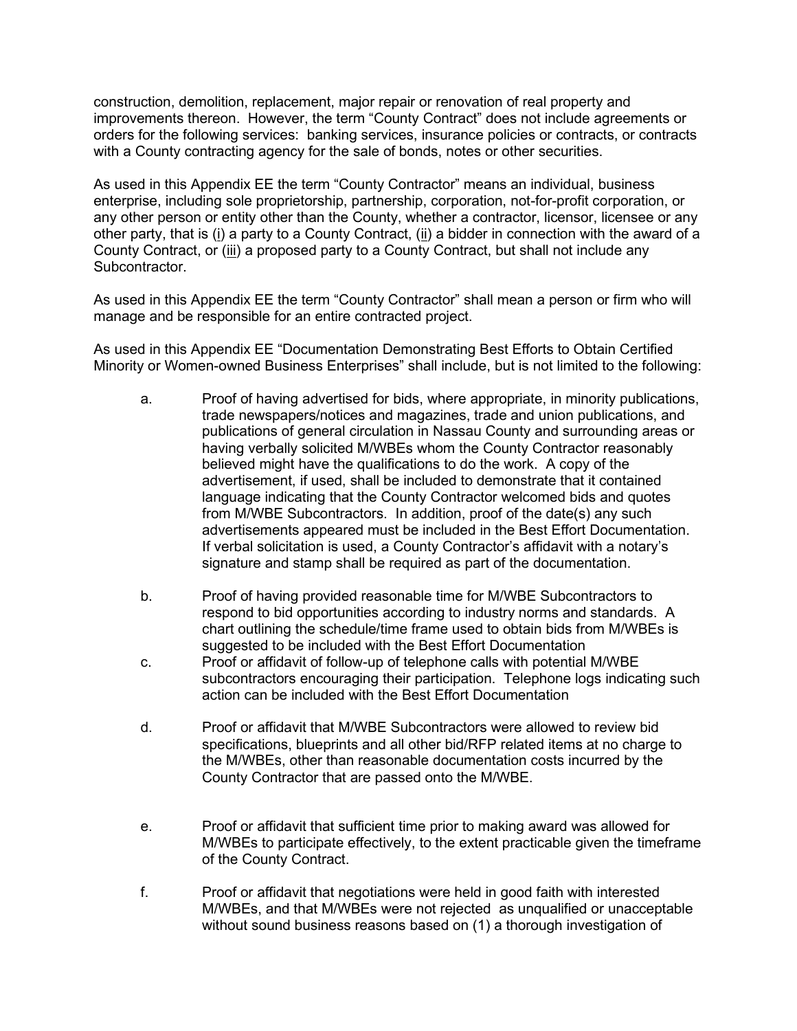construction, demolition, replacement, major repair or renovation of real property and improvements thereon. However, the term "County Contract" does not include agreements or orders for the following services: banking services, insurance policies or contracts, or contracts with a County contracting agency for the sale of bonds, notes or other securities.

As used in this Appendix EE the term "County Contractor" means an individual, business enterprise, including sole proprietorship, partnership, corporation, not-for-profit corporation, or any other person or entity other than the County, whether a contractor, licensor, licensee or any other party, that is (i) a party to a County Contract, (ii) a bidder in connection with the award of a County Contract, or (iii) a proposed party to a County Contract, but shall not include any Subcontractor.

As used in this Appendix EE the term "County Contractor" shall mean a person or firm who will manage and be responsible for an entire contracted project.

As used in this Appendix EE "Documentation Demonstrating Best Efforts to Obtain Certified Minority or Women-owned Business Enterprises" shall include, but is not limited to the following:

a. Proof of having advertised for bids, where appropriate, in minority publications, trade newspapers/notices and magazines, trade and union publications, and publications of general circulation in Nassau County and surrounding areas or having verbally solicited M/WBEs whom the County Contractor reasonably believed might have the qualifications to do the work. A copy of the advertisement, if used, shall be included to demonstrate that it contained language indicating that the County Contractor welcomed bids and quotes from M/WBE Subcontractors. In addition, proof of the date(s) any such advertisements appeared must be included in the Best Effort Documentation. If verbal solicitation is used, a County Contractor's affidavit with a notary's signature and stamp shall be required as part of the documentation.

b. Proof of having provided reasonable time for M/WBE Subcontractors to respond to bid opportunities according to industry norms and standards. A chart outlining the schedule/time frame used to obtain bids from M/WBEs is suggested to be included with the Best Effort Documentation

c. Proof or affidavit of follow-up of telephone calls with potential M/WBE subcontractors encouraging their participation. Telephone logs indicating such action can be included with the Best Effort Documentation

d. Proof or affidavit that M/WBE Subcontractors were allowed to review bid specifications, blueprints and all other bid/RFP related items at no charge to the M/WBEs, other than reasonable documentation costs incurred by the County Contractor that are passed onto the M/WBE.

e. Proof or affidavit that sufficient time prior to making award was allowed for M/WBEs to participate effectively, to the extent practicable given the timeframe of the County Contract.

f. Proof or affidavit that negotiations were held in good faith with interested M/WBEs, and that M/WBEs were not rejected as unqualified or unacceptable without sound business reasons based on (1) a thorough investigation of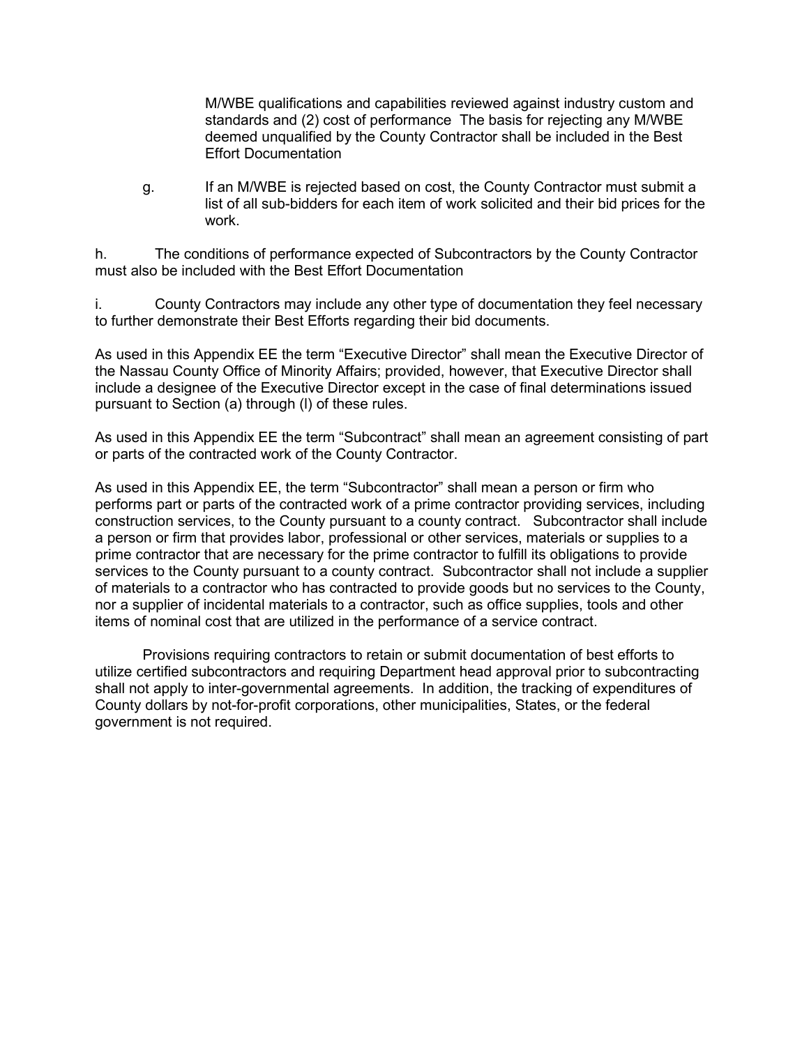M/WBE qualifications and capabilities reviewed against industry custom and standards and (2) cost of performance  The basis for rejecting any M/WBE deemed unqualified by the County Contractor shall be included in the Best Effort Documentation

g. If an M/WBE is rejected based on cost, the County Contractor must submit a list of all sub-bidders for each item of work solicited and their bid prices for the work.

h. The conditions of performance expected of Subcontractors by the County Contractor must also be included with the Best Effort Documentation

i. County Contractors may include any other type of documentation they feel necessary to further demonstrate their Best Efforts regarding their bid documents.

As used in this Appendix EE the term "Executive Director" shall mean the Executive Director of the Nassau County Office of Minority Affairs; provided, however, that Executive Director shall include a designee of the Executive Director except in the case of final determinations issued pursuant to Section (a) through (l) of these rules.

As used in this Appendix EE the term "Subcontract" shall mean an agreement consisting of part or parts of the contracted work of the County Contractor.

As used in this Appendix EE, the term "Subcontractor" shall mean a person or firm who performs part or parts of the contracted work of a prime contractor providing services, including construction services, to the County pursuant to a county contract.  Subcontractor shall include a person or firm that provides labor, professional or other services, materials or supplies to a prime contractor that are necessary for the prime contractor to fulfill its obligations to provide services to the County pursuant to a county contract.  Subcontractor shall not include a supplier of materials to a contractor who has contracted to provide goods but no services to the County, nor a supplier of incidental materials to a contractor, such as office supplies, tools and other items of nominal cost that are utilized in the performance of a service contract.

Provisions requiring contractors to retain or submit documentation of best efforts to utilize certified subcontractors and requiring Department head approval prior to subcontracting shall not apply to inter-governmental agreements.  In addition, the tracking of expenditures of County dollars by not-for-profit corporations, other municipalities, States, or the federal government is not required.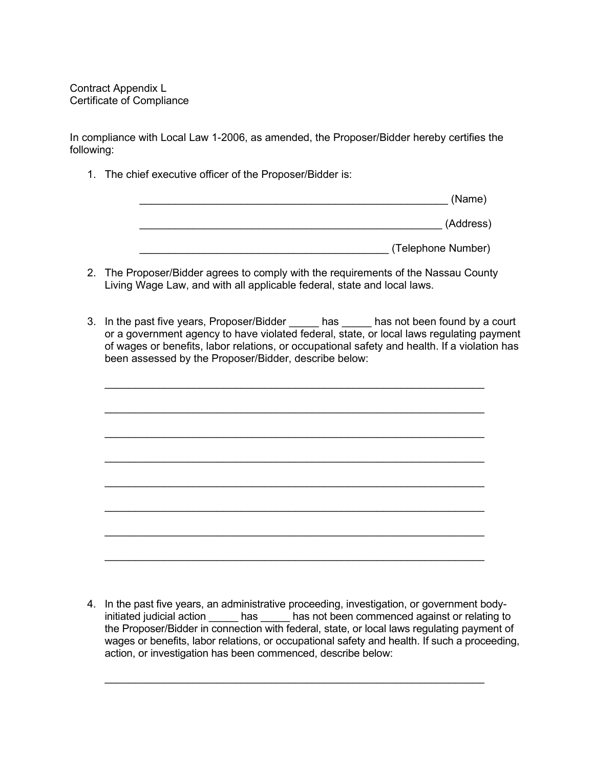Contract Appendix L
Certificate of Compliance

In compliance with Local Law 1-2006, as amended, the Proposer/Bidder hereby certifies the following:

1. The chief executive officer of the Proposer/Bidder is:

   ______________________________________________________ (Name)

   ______________________________________________________ (Address)

   ____________________________________________ (Telephone Number)

2. The Proposer/Bidder agrees to comply with the requirements of the Nassau County Living Wage Law, and with all applicable federal, state and local laws.

3. In the past five years, Proposer/Bidder _____ has _____ has not been found by a court or a government agency to have violated federal, state, or local laws regulating payment of wages or benefits, labor relations, or occupational safety and health. If a violation has been assessed by the Proposer/Bidder, describe below:

   ___________________________________________________________________

   ___________________________________________________________________

   ___________________________________________________________________

   ___________________________________________________________________

   ___________________________________________________________________

   ___________________________________________________________________

   ___________________________________________________________________

   ___________________________________________________________________

4. In the past five years, an administrative proceeding, investigation, or government body-initiated judicial action _____ has _____ has not been commenced against or relating to the Proposer/Bidder in connection with federal, state, or local laws regulating payment of wages or benefits, labor relations, or occupational safety and health. If such a proceeding, action, or investigation has been commenced, describe below:

   ___________________________________________________________________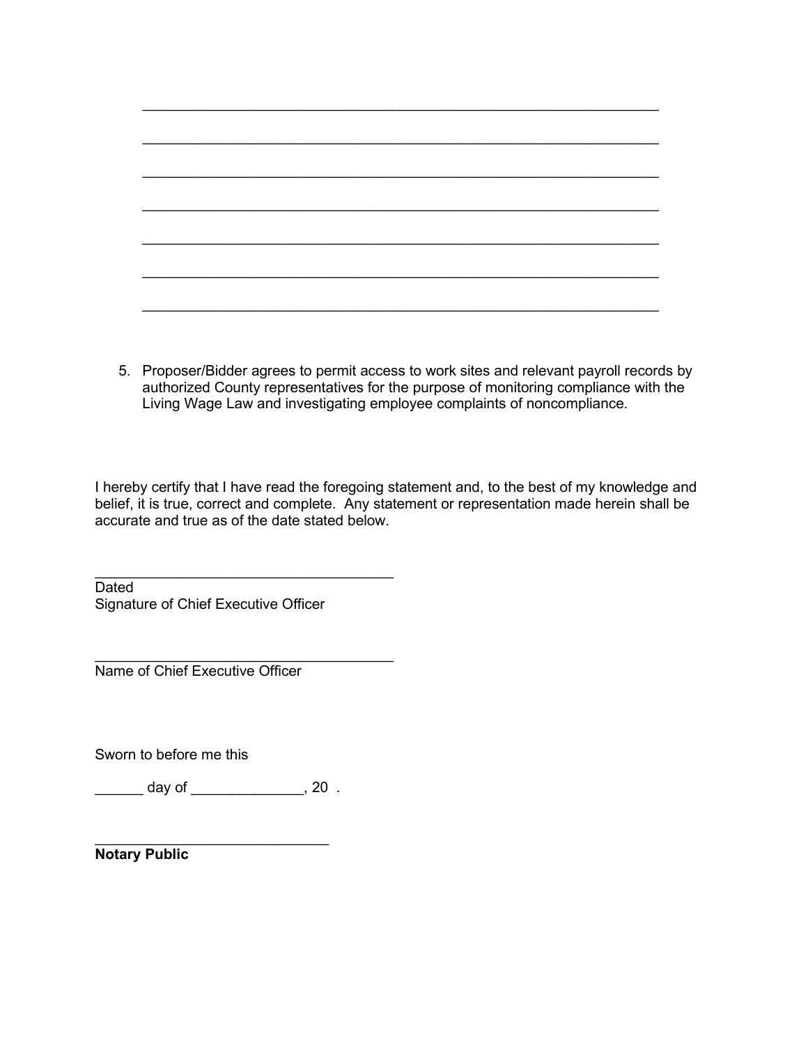\_\_\_\_\_\_\_\_\_\_\_\_\_\_\_\_\_\_\_\_\_\_\_\_\_\_\_\_\_\_\_\_\_\_\_\_\_\_\_\_\_\_\_\_\_\_\_\_\_\_\_\_\_\_\_\_\_\_\_\_\_\_

\_\_\_\_\_\_\_\_\_\_\_\_\_\_\_\_\_\_\_\_\_\_\_\_\_\_\_\_\_\_\_\_\_\_\_\_\_\_\_\_\_\_\_\_\_\_\_\_\_\_\_\_\_\_\_\_\_\_\_\_\_\_

\_\_\_\_\_\_\_\_\_\_\_\_\_\_\_\_\_\_\_\_\_\_\_\_\_\_\_\_\_\_\_\_\_\_\_\_\_\_\_\_\_\_\_\_\_\_\_\_\_\_\_\_\_\_\_\_\_\_\_\_\_\_

\_\_\_\_\_\_\_\_\_\_\_\_\_\_\_\_\_\_\_\_\_\_\_\_\_\_\_\_\_\_\_\_\_\_\_\_\_\_\_\_\_\_\_\_\_\_\_\_\_\_\_\_\_\_\_\_\_\_\_\_\_\_

\_\_\_\_\_\_\_\_\_\_\_\_\_\_\_\_\_\_\_\_\_\_\_\_\_\_\_\_\_\_\_\_\_\_\_\_\_\_\_\_\_\_\_\_\_\_\_\_\_\_\_\_\_\_\_\_\_\_\_\_\_\_

\_\_\_\_\_\_\_\_\_\_\_\_\_\_\_\_\_\_\_\_\_\_\_\_\_\_\_\_\_\_\_\_\_\_\_\_\_\_\_\_\_\_\_\_\_\_\_\_\_\_\_\_\_\_\_\_\_\_\_\_\_\_

\_\_\_\_\_\_\_\_\_\_\_\_\_\_\_\_\_\_\_\_\_\_\_\_\_\_\_\_\_\_\_\_\_\_\_\_\_\_\_\_\_\_\_\_\_\_\_\_\_\_\_\_\_\_\_\_\_\_\_\_\_\_

5. Proposer/Bidder agrees to permit access to work sites and relevant payroll records by authorized County representatives for the purpose of monitoring compliance with the Living Wage Law and investigating employee complaints of noncompliance.

I hereby certify that I have read the foregoing statement and, to the best of my knowledge and belief, it is true, correct and complete. Any statement or representation made herein shall be accurate and true as of the date stated below.

\_\_\_\_\_\_\_\_\_\_\_\_\_\_\_\_\_\_\_\_\_\_\_\_\_\_\_\_\_\_\_\_\_\_\_\_\_\_
Dated
Signature of Chief Executive Officer

\_\_\_\_\_\_\_\_\_\_\_\_\_\_\_\_\_\_\_\_\_\_\_\_\_\_\_\_\_\_\_\_\_\_\_\_\_\_
Name of Chief Executive Officer

Sworn to before me this

\_\_\_\_\_\_ day of \_\_\_\_\_\_\_\_\_\_\_\_\_\_, 20 .

\_\_\_\_\_\_\_\_\_\_\_\_\_\_\_\_\_\_\_\_\_\_\_\_\_\_\_\_\_\_
**Notary Public**